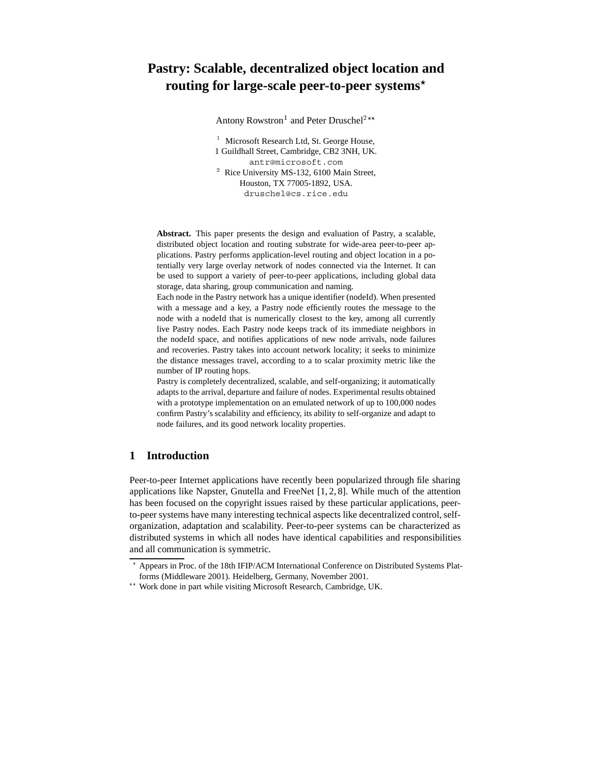# Pastry: Scalable, decentralized object location and routing for large-scale peer-to-peer systems*

Antony Rowstron[1] and Peter Druschel[2]**

[1] Microsoft Research Ltd, St. George House, 1 Guildhall Street, Cambridge, CB2 3NH, UK. antr@microsoft.com

[2] Rice University MS-132, 6100 Main Street, Houston, TX 77005-1892, USA. druschel@cs.rice.edu

**Abstract.** This paper presents the design and evaluation of Pastry, a scalable, distributed object location and routing substrate for wide-area peer-to-peer applications. Pastry performs application-level routing and object location in a potentially very large overlay network of nodes connected via the Internet. It can be used to support a variety of peer-to-peer applications, including global data storage, data sharing, group communication and naming.

Each node in the Pastry network has a unique identifier (nodeId). When presented with a message and a key, a Pastry node efficiently routes the message to the node with a nodeId that is numerically closest to the key, among all currently live Pastry nodes. Each Pastry node keeps track of its immediate neighbors in the nodeId space, and notifies applications of new node arrivals, node failures and recoveries. Pastry takes into account network locality; it seeks to minimize the distance messages travel, according to a to scalar proximity metric like the number of IP routing hops.

Pastry is completely decentralized, scalable, and self-organizing; it automatically adapts to the arrival, departure and failure of nodes. Experimental results obtained with a prototype implementation on an emulated network of up to 100,000 nodes confirm Pastry's scalability and efficiency, its ability to self-organize and adapt to node failures, and its good network locality properties.

## 1 Introduction

Peer-to-peer Internet applications have recently been popularized through file sharing applications like Napster, Gnutella and FreeNet [1, 2, 8]. While much of the attention has been focused on the copyright issues raised by these particular applications, peer-to-peer systems have many interesting technical aspects like decentralized control, self-organization, adaptation and scalability. Peer-to-peer systems can be characterized as distributed systems in which all nodes have identical capabilities and responsibilities and all communication is symmetric.

* Appears in Proc. of the 18th IFIP/ACM International Conference on Distributed Systems Platforms (Middleware 2001). Heidelberg, Germany, November 2001.

** Work done in part while visiting Microsoft Research, Cambridge, UK.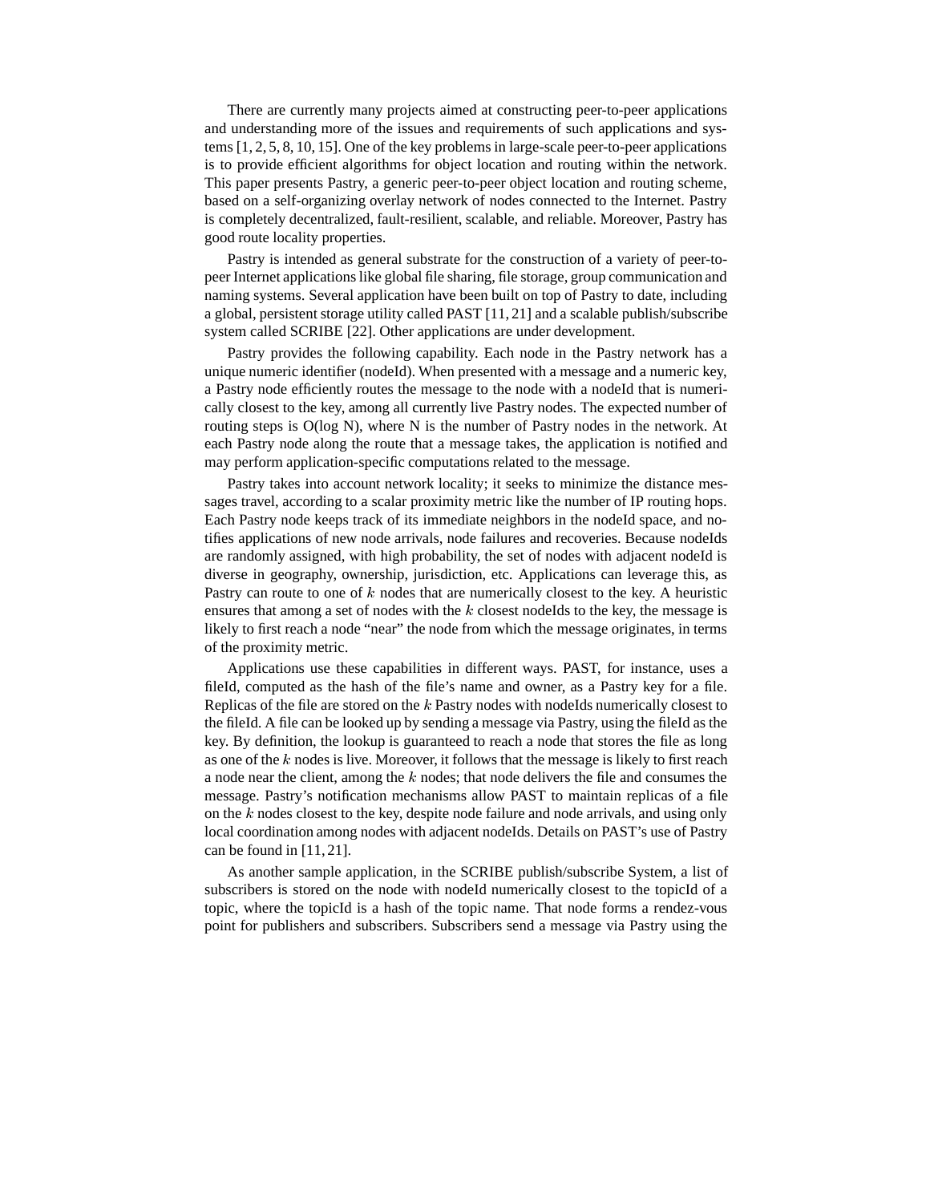There are currently many projects aimed at constructing peer-to-peer applications and understanding more of the issues and requirements of such applications and systems [1, 2, 5, 8, 10, 15]. One of the key problems in large-scale peer-to-peer applications is to provide efficient algorithms for object location and routing within the network. This paper presents Pastry, a generic peer-to-peer object location and routing scheme, based on a self-organizing overlay network of nodes connected to the Internet. Pastry is completely decentralized, fault-resilient, scalable, and reliable. Moreover, Pastry has good route locality properties.

Pastry is intended as general substrate for the construction of a variety of peer-to-peer Internet applications like global file sharing, file storage, group communication and naming systems. Several application have been built on top of Pastry to date, including a global, persistent storage utility called PAST [11, 21] and a scalable publish/subscribe system called SCRIBE [22]. Other applications are under development.

Pastry provides the following capability. Each node in the Pastry network has a unique numeric identifier (nodeId). When presented with a message and a numeric key, a Pastry node efficiently routes the message to the node with a nodeId that is numerically closest to the key, among all currently live Pastry nodes. The expected number of routing steps is O(log N), where N is the number of Pastry nodes in the network. At each Pastry node along the route that a message takes, the application is notified and may perform application-specific computations related to the message.

Pastry takes into account network locality; it seeks to minimize the distance messages travel, according to a scalar proximity metric like the number of IP routing hops. Each Pastry node keeps track of its immediate neighbors in the nodeId space, and notifies applications of new node arrivals, node failures and recoveries. Because nodeIds are randomly assigned, with high probability, the set of nodes with adjacent nodeId is diverse in geography, ownership, jurisdiction, etc. Applications can leverage this, as Pastry can route to one of $k$ nodes that are numerically closest to the key. A heuristic ensures that among a set of nodes with the $k$ closest nodeIds to the key, the message is likely to first reach a node "near" the node from which the message originates, in terms of the proximity metric.

Applications use these capabilities in different ways. PAST, for instance, uses a fileId, computed as the hash of the file's name and owner, as a Pastry key for a file. Replicas of the file are stored on the $k$ Pastry nodes with nodeIds numerically closest to the fileId. A file can be looked up by sending a message via Pastry, using the fileId as the key. By definition, the lookup is guaranteed to reach a node that stores the file as long as one of the $k$ nodes is live. Moreover, it follows that the message is likely to first reach a node near the client, among the $k$ nodes; that node delivers the file and consumes the message. Pastry's notification mechanisms allow PAST to maintain replicas of a file on the $k$ nodes closest to the key, despite node failure and node arrivals, and using only local coordination among nodes with adjacent nodeIds. Details on PAST's use of Pastry can be found in [11, 21].

As another sample application, in the SCRIBE publish/subscribe System, a list of subscribers is stored on the node with nodeId numerically closest to the topicId of a topic, where the topicId is a hash of the topic name. That node forms a rendez-vous point for publishers and subscribers. Subscribers send a message via Pastry using the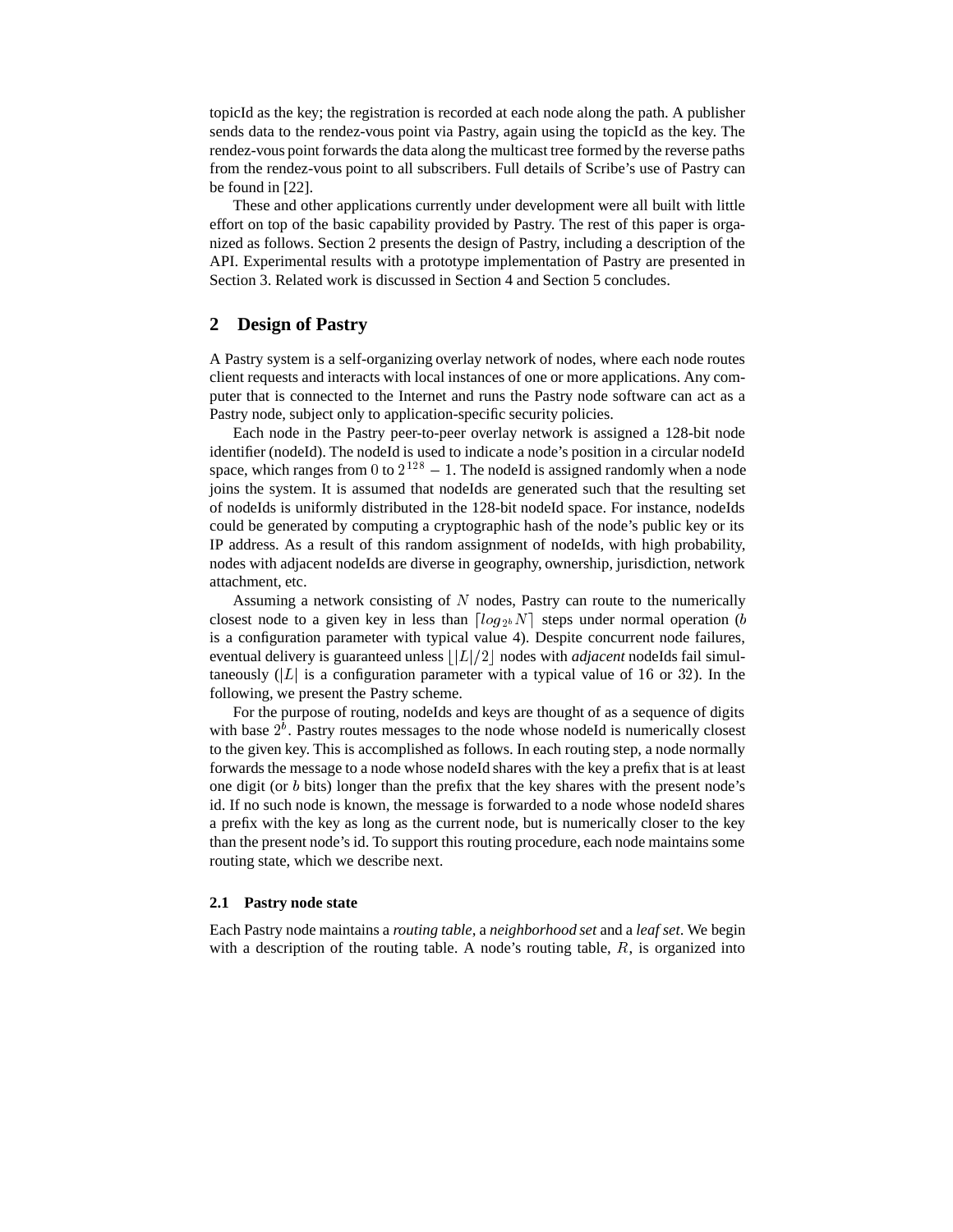topicId as the key; the registration is recorded at each node along the path. A publisher sends data to the rendez-vous point via Pastry, again using the topicId as the key. The rendez-vous point forwards the data along the multicast tree formed by the reverse paths from the rendez-vous point to all subscribers. Full details of Scribe's use of Pastry can be found in [22].

These and other applications currently under development were all built with little effort on top of the basic capability provided by Pastry. The rest of this paper is organized as follows. Section 2 presents the design of Pastry, including a description of the API. Experimental results with a prototype implementation of Pastry are presented in Section 3. Related work is discussed in Section 4 and Section 5 concludes.

## 2 Design of Pastry

A Pastry system is a self-organizing overlay network of nodes, where each node routes client requests and interacts with local instances of one or more applications. Any computer that is connected to the Internet and runs the Pastry node software can act as a Pastry node, subject only to application-specific security policies.

Each node in the Pastry peer-to-peer overlay network is assigned a 128-bit node identifier (nodeId). The nodeId is used to indicate a node's position in a circular nodeId space, which ranges from $0$ to $2^{128} - 1$. The nodeId is assigned randomly when a node joins the system. It is assumed that nodeIds are generated such that the resulting set of nodeIds is uniformly distributed in the 128-bit nodeId space. For instance, nodeIds could be generated by computing a cryptographic hash of the node's public key or its IP address. As a result of this random assignment of nodeIds, with high probability, nodes with adjacent nodeIds are diverse in geography, ownership, jurisdiction, network attachment, etc.

Assuming a network consisting of $N$ nodes, Pastry can route to the numerically closest node to a given key in less than $\lceil log_{2^b} N \rceil$ steps under normal operation ($b$ is a configuration parameter with typical value 4). Despite concurrent node failures, eventual delivery is guaranteed unless $\lfloor |L|/2 \rfloor$ nodes with *adjacent* nodeIds fail simultaneously ($|L|$ is a configuration parameter with a typical value of $16$ or $32$). In the following, we present the Pastry scheme.

For the purpose of routing, nodeIds and keys are thought of as a sequence of digits with base $2^b$. Pastry routes messages to the node whose nodeId is numerically closest to the given key. This is accomplished as follows. In each routing step, a node normally forwards the message to a node whose nodeId shares with the key a prefix that is at least one digit (or $b$ bits) longer than the prefix that the key shares with the present node's id. If no such node is known, the message is forwarded to a node whose nodeId shares a prefix with the key as long as the current node, but is numerically closer to the key than the present node's id. To support this routing procedure, each node maintains some routing state, which we describe next.

### 2.1 Pastry node state

Each Pastry node maintains a *routing table*, a *neighborhood set* and a *leaf set*. We begin with a description of the routing table. A node's routing table, $R$, is organized into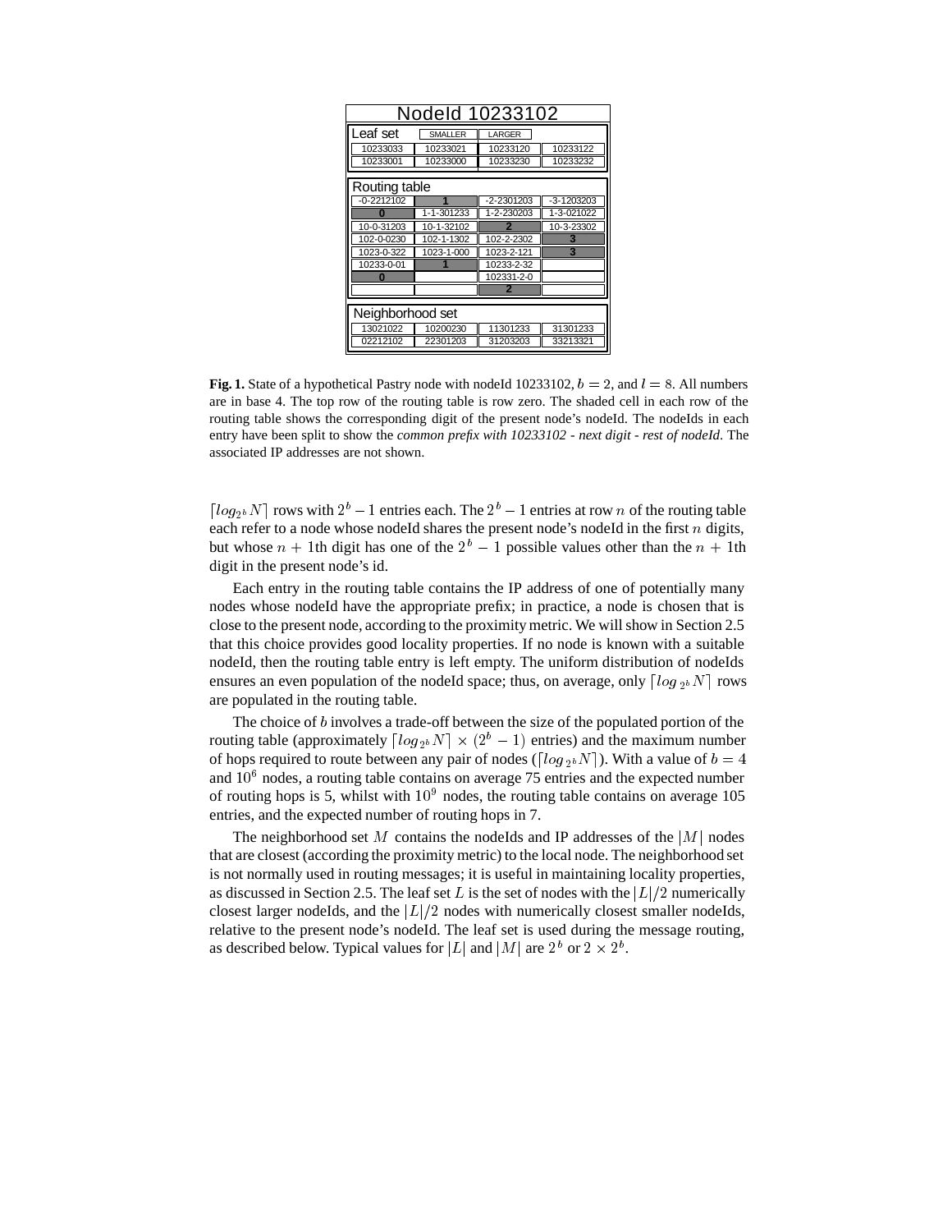**NodeId 10233102**

**Leaf set** (SMALLER | LARGER)

| SMALLER | SMALLER | LARGER | LARGER |
|---|---|---|---|
| 10233033 | 10233021 | 10233120 | 10233122 |
| 10233001 | 10233000 | 10233230 | 10233232 |

**Routing table**

| | | | |
|---|---|---|---|
| -0-2212102 | **1** | -2-2301203 | -3-1203203 |
| **0** | 1-1-301233 | 1-2-230203 | 1-3-021022 |
| 10-0-31203 | 10-1-32102 | **2** | 10-3-23302 |
| 102-0-0230 | 102-1-1302 | 102-2-2302 | **3** |
| 1023-0-322 | 1023-1-000 | 1023-2-121 | **3** |
| 10233-0-01 | **1** | 10233-2-32 | |
| **0** | | 102331-2-0 | |
| | | **2** | |

**Neighborhood set**

| | | | |
|---|---|---|---|
| 13021022 | 10200230 | 11301233 | 31301233 |
| 02212102 | 22301203 | 31203203 | 33213321 |

**Fig. 1.** State of a hypothetical Pastry node with nodeId 10233102, $b = 2$, and $l = 8$. All numbers are in base 4. The top row of the routing table is row zero. The shaded cell in each row of the routing table shows the corresponding digit of the present node's nodeId. The nodeIds in each entry have been split to show the *common prefix with 10233102 - next digit - rest of nodeId*. The associated IP addresses are not shown.

$\lceil log_{2^b} N \rceil$ rows with $2^b - 1$ entries each. The $2^b - 1$ entries at row $n$ of the routing table each refer to a node whose nodeId shares the present node's nodeId in the first $n$ digits, but whose $n + 1$th digit has one of the $2^b - 1$ possible values other than the $n + 1$th digit in the present node's id.

Each entry in the routing table contains the IP address of one of potentially many nodes whose nodeId have the appropriate prefix; in practice, a node is chosen that is close to the present node, according to the proximity metric. We will show in Section 2.5 that this choice provides good locality properties. If no node is known with a suitable nodeId, then the routing table entry is left empty. The uniform distribution of nodeIds ensures an even population of the nodeId space; thus, on average, only $\lceil log_{2^b} N \rceil$ rows are populated in the routing table.

The choice of $b$ involves a trade-off between the size of the populated portion of the routing table (approximately $\lceil log_{2^b} N \rceil \times (2^b - 1)$ entries) and the maximum number of hops required to route between any pair of nodes ($\lceil log_{2^b} N \rceil$). With a value of $b = 4$ and $10^6$ nodes, a routing table contains on average 75 entries and the expected number of routing hops is 5, whilst with $10^9$ nodes, the routing table contains on average 105 entries, and the expected number of routing hops in 7.

The neighborhood set $M$ contains the nodeIds and IP addresses of the $|M|$ nodes that are closest (according the proximity metric) to the local node. The neighborhood set is not normally used in routing messages; it is useful in maintaining locality properties, as discussed in Section 2.5. The leaf set $L$ is the set of nodes with the $|L|/2$ numerically closest larger nodeIds, and the $|L|/2$ nodes with numerically closest smaller nodeIds, relative to the present node's nodeId. The leaf set is used during the message routing, as described below. Typical values for $|L|$ and $|M|$ are $2^b$ or $2 \times 2^b$.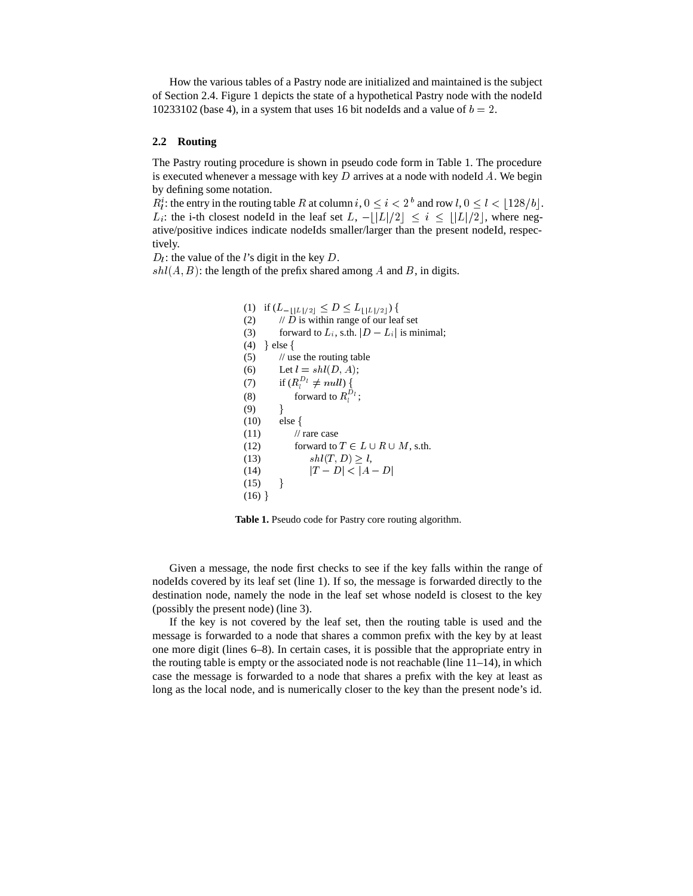How the various tables of a Pastry node are initialized and maintained is the subject of Section 2.4. Figure 1 depicts the state of a hypothetical Pastry node with the nodeId 10233102 (base 4), in a system that uses 16 bit nodeIds and a value of $b = 2$.

## 2.2 Routing

The Pastry routing procedure is shown in pseudo code form in Table 1. The procedure is executed whenever a message with key $D$ arrives at a node with nodeId $A$. We begin by defining some notation.

$R_l^i$: the entry in the routing table $R$ at column $i$, $0 \le i < 2^b$ and row $l$, $0 \le l < \lfloor 128/b \rfloor$.
$L_i$: the i-th closest nodeId in the leaf set $L$, $-\lfloor |L|/2 \rfloor \le i \le \lfloor |L|/2 \rfloor$, where negative/positive indices indicate nodeIds smaller/larger than the present nodeId, respectively.
$D_l$: the value of the $l$'s digit in the key $D$.
$shl(A, B)$: the length of the prefix shared among $A$ and $B$, in digits.

(1) if ($L_{-\lfloor |L|/2 \rfloor} \le D \le L_{\lfloor |L|/2 \rfloor}$) {
(2) // $D$ is within range of our leaf set
(3) forward to $L_i$, s.th. $|D - L_i|$ is minimal;
(4) } else {
(5) // use the routing table
(6) Let $l = shl(D, A)$;
(7) if ($R_l^{D_l} \ne null$) {
(8) forward to $R_l^{D_l}$;
(9) }
(10) else {
(11) // rare case
(12) forward to $T \in L \cup R \cup M$, s.th.
(13) $shl(T, D) \ge l$,
(14) $|T - D| < |A - D|$
(15) }
(16) }

**Table 1.** Pseudo code for Pastry core routing algorithm.

Given a message, the node first checks to see if the key falls within the range of nodeIds covered by its leaf set (line 1). If so, the message is forwarded directly to the destination node, namely the node in the leaf set whose nodeId is closest to the key (possibly the present node) (line 3).

If the key is not covered by the leaf set, then the routing table is used and the message is forwarded to a node that shares a common prefix with the key by at least one more digit (lines 6–8). In certain cases, it is possible that the appropriate entry in the routing table is empty or the associated node is not reachable (line 11–14), in which case the message is forwarded to a node that shares a prefix with the key at least as long as the local node, and is numerically closer to the key than the present node's id.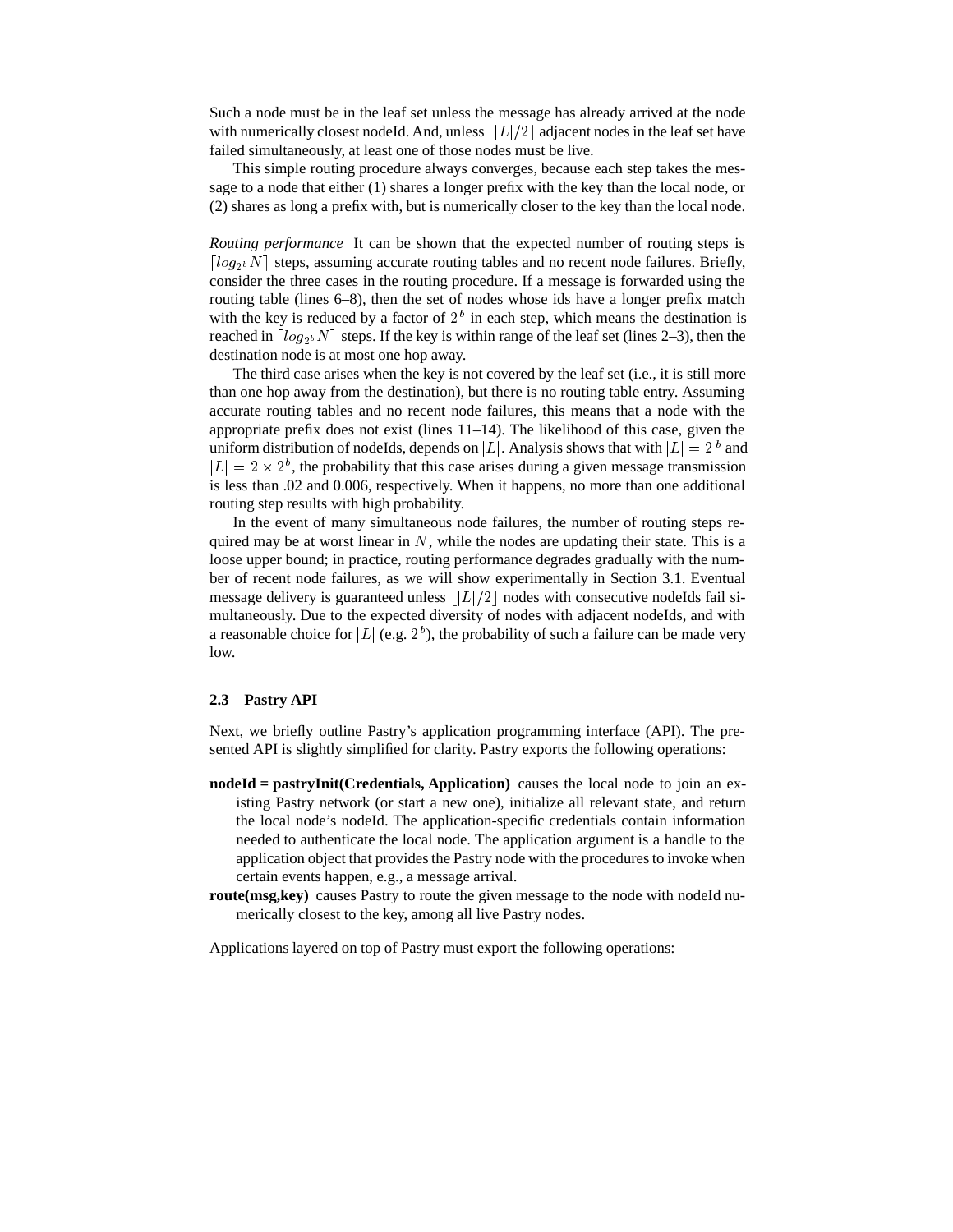Such a node must be in the leaf set unless the message has already arrived at the node with numerically closest nodeId. And, unless $\lfloor |L|/2 \rfloor$ adjacent nodes in the leaf set have failed simultaneously, at least one of those nodes must be live.

This simple routing procedure always converges, because each step takes the message to a node that either (1) shares a longer prefix with the key than the local node, or (2) shares as long a prefix with, but is numerically closer to the key than the local node.

*Routing performance* It can be shown that the expected number of routing steps is $\lceil log_{2^b} N \rceil$ steps, assuming accurate routing tables and no recent node failures. Briefly, consider the three cases in the routing procedure. If a message is forwarded using the routing table (lines 6–8), then the set of nodes whose ids have a longer prefix match with the key is reduced by a factor of $2^b$ in each step, which means the destination is reached in $\lceil log_{2^b} N \rceil$ steps. If the key is within range of the leaf set (lines 2–3), then the destination node is at most one hop away.

The third case arises when the key is not covered by the leaf set (i.e., it is still more than one hop away from the destination), but there is no routing table entry. Assuming accurate routing tables and no recent node failures, this means that a node with the appropriate prefix does not exist (lines 11–14). The likelihood of this case, given the uniform distribution of nodeIds, depends on $|L|$. Analysis shows that with $|L| = 2^b$ and $|L| = 2 \times 2^b$, the probability that this case arises during a given message transmission is less than .02 and 0.006, respectively. When it happens, no more than one additional routing step results with high probability.

In the event of many simultaneous node failures, the number of routing steps required may be at worst linear in $N$, while the nodes are updating their state. This is a loose upper bound; in practice, routing performance degrades gradually with the number of recent node failures, as we will show experimentally in Section 3.1. Eventual message delivery is guaranteed unless $\lfloor |L|/2 \rfloor$ nodes with consecutive nodeIds fail simultaneously. Due to the expected diversity of nodes with adjacent nodeIds, and with a reasonable choice for $|L|$ (e.g. $2^b$), the probability of such a failure can be made very low.

### 2.3 Pastry API

Next, we briefly outline Pastry's application programming interface (API). The presented API is slightly simplified for clarity. Pastry exports the following operations:

**nodeId = pastryInit(Credentials, Application)** causes the local node to join an existing Pastry network (or start a new one), initialize all relevant state, and return the local node's nodeId. The application-specific credentials contain information needed to authenticate the local node. The application argument is a handle to the application object that provides the Pastry node with the procedures to invoke when certain events happen, e.g., a message arrival.

**route(msg,key)** causes Pastry to route the given message to the node with nodeId numerically closest to the key, among all live Pastry nodes.

Applications layered on top of Pastry must export the following operations: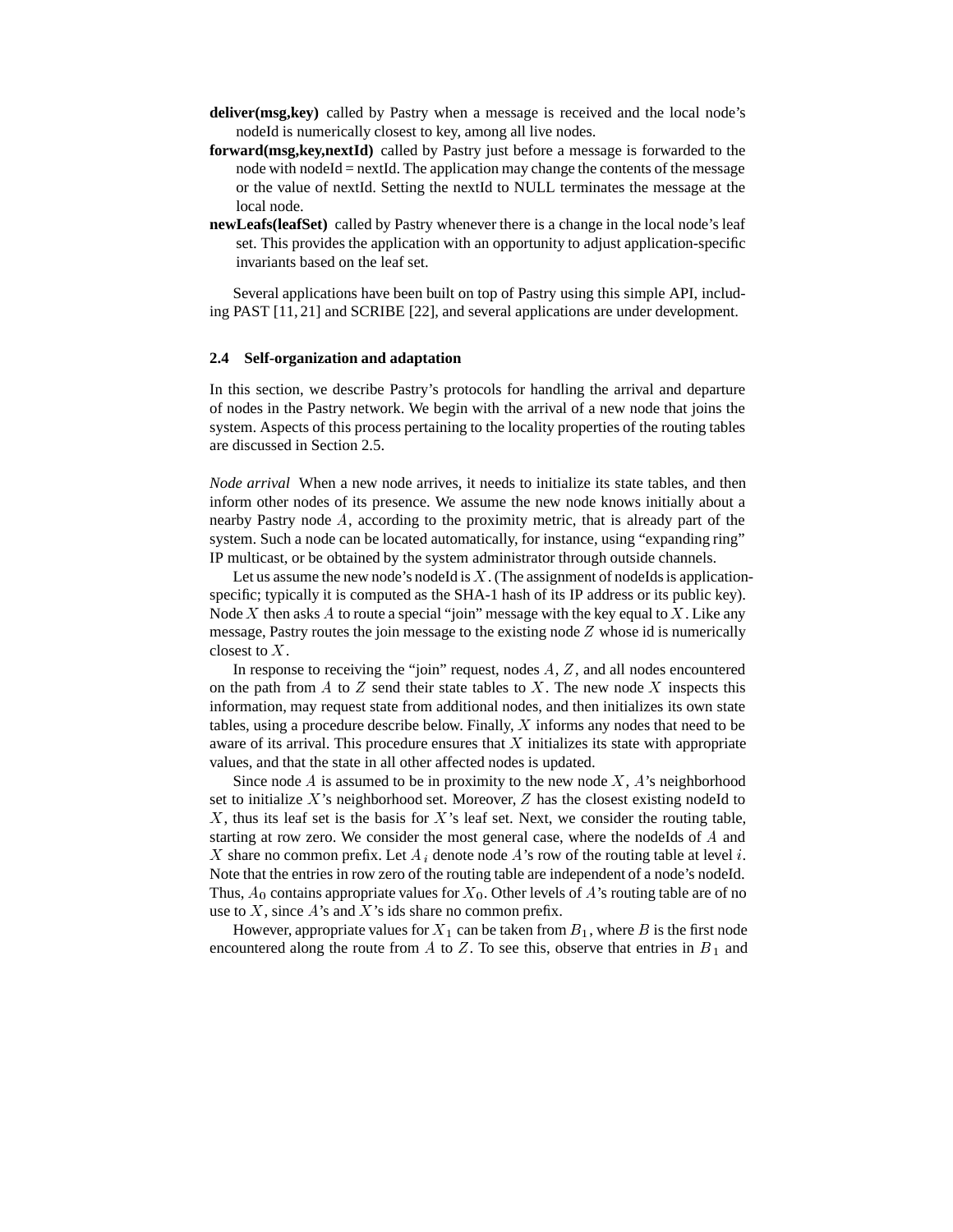**deliver(msg,key)** called by Pastry when a message is received and the local node's nodeId is numerically closest to key, among all live nodes.

**forward(msg,key,nextId)** called by Pastry just before a message is forwarded to the node with nodeId = nextId. The application may change the contents of the message or the value of nextId. Setting the nextId to NULL terminates the message at the local node.

**newLeafs(leafSet)** called by Pastry whenever there is a change in the local node's leaf set. This provides the application with an opportunity to adjust application-specific invariants based on the leaf set.

Several applications have been built on top of Pastry using this simple API, including PAST [11, 21] and SCRIBE [22], and several applications are under development.

### 2.4 Self-organization and adaptation

In this section, we describe Pastry's protocols for handling the arrival and departure of nodes in the Pastry network. We begin with the arrival of a new node that joins the system. Aspects of this process pertaining to the locality properties of the routing tables are discussed in Section 2.5.

*Node arrival* When a new node arrives, it needs to initialize its state tables, and then inform other nodes of its presence. We assume the new node knows initially about a nearby Pastry node $A$, according to the proximity metric, that is already part of the system. Such a node can be located automatically, for instance, using "expanding ring" IP multicast, or be obtained by the system administrator through outside channels.

Let us assume the new node's nodeId is $X$. (The assignment of nodeIds is application-specific; typically it is computed as the SHA-1 hash of its IP address or its public key). Node $X$ then asks $A$ to route a special "join" message with the key equal to $X$. Like any message, Pastry routes the join message to the existing node $Z$ whose id is numerically closest to $X$.

In response to receiving the "join" request, nodes $A$, $Z$, and all nodes encountered on the path from $A$ to $Z$ send their state tables to $X$. The new node $X$ inspects this information, may request state from additional nodes, and then initializes its own state tables, using a procedure describe below. Finally, $X$ informs any nodes that need to be aware of its arrival. This procedure ensures that $X$ initializes its state with appropriate values, and that the state in all other affected nodes is updated.

Since node $A$ is assumed to be in proximity to the new node $X$, $A$'s neighborhood set to initialize $X$'s neighborhood set. Moreover, $Z$ has the closest existing nodeId to $X$, thus its leaf set is the basis for $X$'s leaf set. Next, we consider the routing table, starting at row zero. We consider the most general case, where the nodeIds of $A$ and $X$ share no common prefix. Let $A_i$ denote node $A$'s row of the routing table at level $i$. Note that the entries in row zero of the routing table are independent of a node's nodeId. Thus, $A_0$ contains appropriate values for $X_0$. Other levels of $A$'s routing table are of no use to $X$, since $A$'s and $X$'s ids share no common prefix.

However, appropriate values for $X_1$ can be taken from $B_1$, where $B$ is the first node encountered along the route from $A$ to $Z$. To see this, observe that entries in $B_1$ and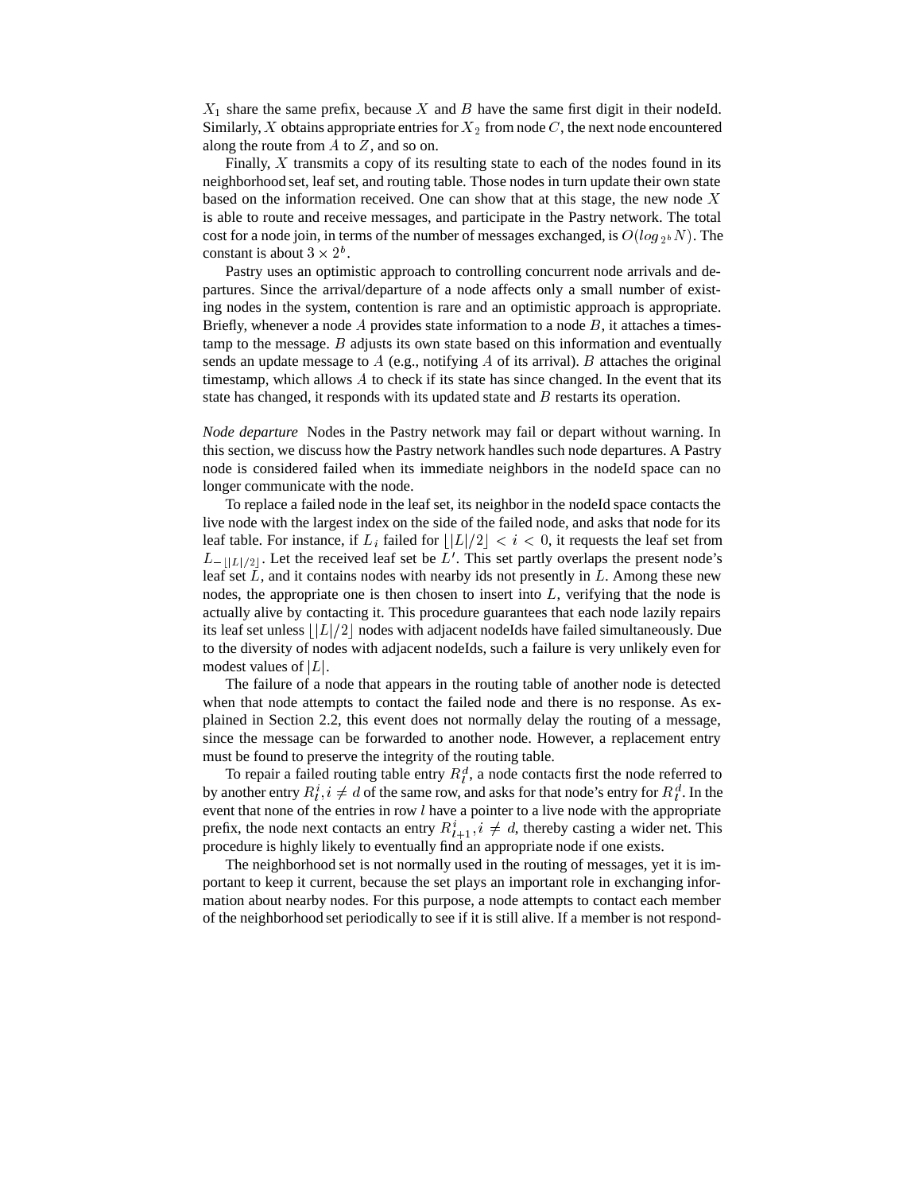$X_1$ share the same prefix, because $X$ and $B$ have the same first digit in their nodeId. Similarly, $X$ obtains appropriate entries for $X_2$ from node $C$, the next node encountered along the route from $A$ to $Z$, and so on.

Finally, $X$ transmits a copy of its resulting state to each of the nodes found in its neighborhood set, leaf set, and routing table. Those nodes in turn update their own state based on the information received. One can show that at this stage, the new node $X$ is able to route and receive messages, and participate in the Pastry network. The total cost for a node join, in terms of the number of messages exchanged, is $O(log_{2^b} N)$. The constant is about $3 \times 2^b$.

Pastry uses an optimistic approach to controlling concurrent node arrivals and departures. Since the arrival/departure of a node affects only a small number of existing nodes in the system, contention is rare and an optimistic approach is appropriate. Briefly, whenever a node $A$ provides state information to a node $B$, it attaches a timestamp to the message. $B$ adjusts its own state based on this information and eventually sends an update message to $A$ (e.g., notifying $A$ of its arrival). $B$ attaches the original timestamp, which allows $A$ to check if its state has since changed. In the event that its state has changed, it responds with its updated state and $B$ restarts its operation.

*Node departure* Nodes in the Pastry network may fail or depart without warning. In this section, we discuss how the Pastry network handles such node departures. A Pastry node is considered failed when its immediate neighbors in the nodeId space can no longer communicate with the node.

To replace a failed node in the leaf set, its neighbor in the nodeId space contacts the live node with the largest index on the side of the failed node, and asks that node for its leaf table. For instance, if $L_i$ failed for $\lfloor |L|/2 \rfloor < i < 0$, it requests the leaf set from $L_{-\lfloor |L|/2 \rfloor}$. Let the received leaf set be $L'$. This set partly overlaps the present node's leaf set $L$, and it contains nodes with nearby ids not presently in $L$. Among these new nodes, the appropriate one is then chosen to insert into $L$, verifying that the node is actually alive by contacting it. This procedure guarantees that each node lazily repairs its leaf set unless $\lfloor |L|/2 \rfloor$ nodes with adjacent nodeIds have failed simultaneously. Due to the diversity of nodes with adjacent nodeIds, such a failure is very unlikely even for modest values of $|L|$.

The failure of a node that appears in the routing table of another node is detected when that node attempts to contact the failed node and there is no response. As explained in Section 2.2, this event does not normally delay the routing of a message, since the message can be forwarded to another node. However, a replacement entry must be found to preserve the integrity of the routing table.

To repair a failed routing table entry $R_l^d$, a node contacts first the node referred to by another entry $R_l^i, i \neq d$ of the same row, and asks for that node's entry for $R_l^d$. In the event that none of the entries in row $l$ have a pointer to a live node with the appropriate prefix, the node next contacts an entry $R_{l+1}^i, i \neq d$, thereby casting a wider net. This procedure is highly likely to eventually find an appropriate node if one exists.

The neighborhood set is not normally used in the routing of messages, yet it is important to keep it current, because the set plays an important role in exchanging information about nearby nodes. For this purpose, a node attempts to contact each member of the neighborhood set periodically to see if it is still alive. If a member is not respond-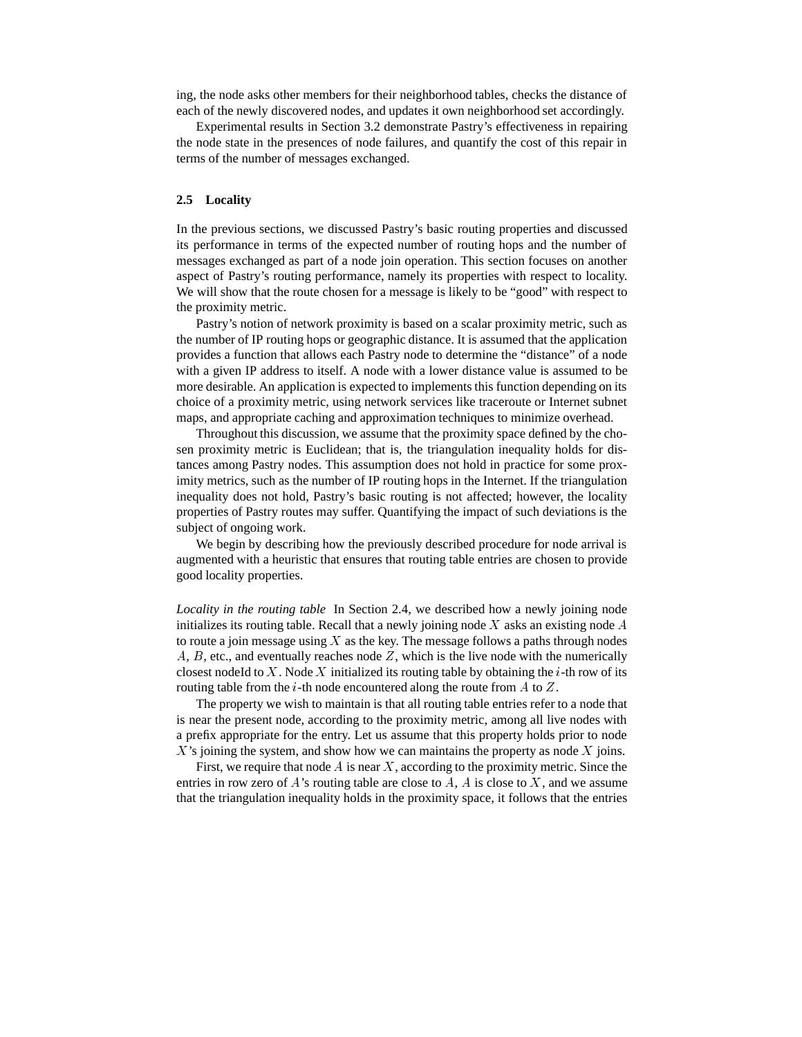ing, the node asks other members for their neighborhood tables, checks the distance of each of the newly discovered nodes, and updates it own neighborhood set accordingly.

Experimental results in Section 3.2 demonstrate Pastry's effectiveness in repairing the node state in the presences of node failures, and quantify the cost of this repair in terms of the number of messages exchanged.

### 2.5 Locality

In the previous sections, we discussed Pastry's basic routing properties and discussed its performance in terms of the expected number of routing hops and the number of messages exchanged as part of a node join operation. This section focuses on another aspect of Pastry's routing performance, namely its properties with respect to locality. We will show that the route chosen for a message is likely to be "good" with respect to the proximity metric.

Pastry's notion of network proximity is based on a scalar proximity metric, such as the number of IP routing hops or geographic distance. It is assumed that the application provides a function that allows each Pastry node to determine the "distance" of a node with a given IP address to itself. A node with a lower distance value is assumed to be more desirable. An application is expected to implements this function depending on its choice of a proximity metric, using network services like traceroute or Internet subnet maps, and appropriate caching and approximation techniques to minimize overhead.

Throughout this discussion, we assume that the proximity space defined by the chosen proximity metric is Euclidean; that is, the triangulation inequality holds for distances among Pastry nodes. This assumption does not hold in practice for some proximity metrics, such as the number of IP routing hops in the Internet. If the triangulation inequality does not hold, Pastry's basic routing is not affected; however, the locality properties of Pastry routes may suffer. Quantifying the impact of such deviations is the subject of ongoing work.

We begin by describing how the previously described procedure for node arrival is augmented with a heuristic that ensures that routing table entries are chosen to provide good locality properties.

*Locality in the routing table* In Section 2.4, we described how a newly joining node initializes its routing table. Recall that a newly joining node $X$ asks an existing node $A$ to route a join message using $X$ as the key. The message follows a paths through nodes $A$, $B$, etc., and eventually reaches node $Z$, which is the live node with the numerically closest nodeId to $X$. Node $X$ initialized its routing table by obtaining the $i$-th row of its routing table from the $i$-th node encountered along the route from $A$ to $Z$.

The property we wish to maintain is that all routing table entries refer to a node that is near the present node, according to the proximity metric, among all live nodes with a prefix appropriate for the entry. Let us assume that this property holds prior to node $X$'s joining the system, and show how we can maintains the property as node $X$ joins.

First, we require that node $A$ is near $X$, according to the proximity metric. Since the entries in row zero of $A$'s routing table are close to $A$, $A$ is close to $X$, and we assume that the triangulation inequality holds in the proximity space, it follows that the entries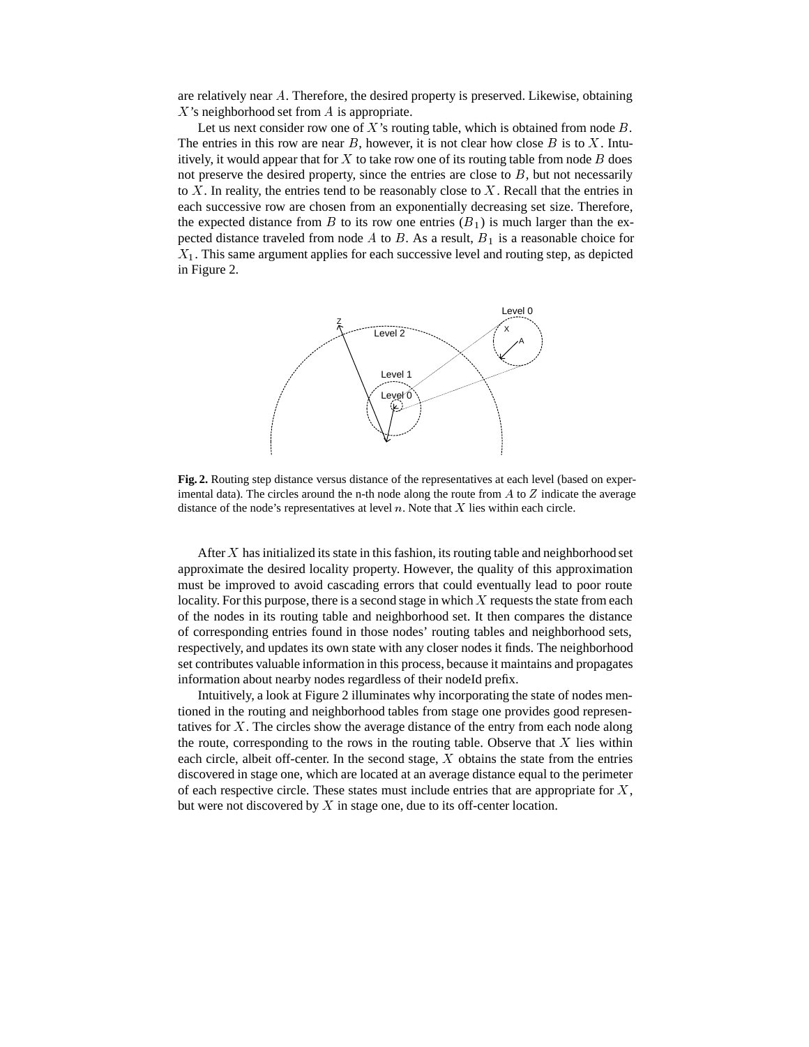are relatively near $A$. Therefore, the desired property is preserved. Likewise, obtaining $X$'s neighborhood set from $A$ is appropriate.

Let us next consider row one of $X$'s routing table, which is obtained from node $B$. The entries in this row are near $B$, however, it is not clear how close $B$ is to $X$. Intuitively, it would appear that for $X$ to take row one of its routing table from node $B$ does not preserve the desired property, since the entries are close to $B$, but not necessarily to $X$. In reality, the entries tend to be reasonably close to $X$. Recall that the entries in each successive row are chosen from an exponentially decreasing set size. Therefore, the expected distance from $B$ to its row one entries ($B_1$) is much larger than the expected distance traveled from node $A$ to $B$. As a result, $B_1$ is a reasonable choice for $X_1$. This same argument applies for each successive level and routing step, as depicted in Figure 2.

**Fig. 2.** Routing step distance versus distance of the representatives at each level (based on experimental data). The circles around the n-th node along the route from $A$ to $Z$ indicate the average distance of the node's representatives at level $n$. Note that $X$ lies within each circle.

After $X$ has initialized its state in this fashion, its routing table and neighborhood set approximate the desired locality property. However, the quality of this approximation must be improved to avoid cascading errors that could eventually lead to poor route locality. For this purpose, there is a second stage in which $X$ requests the state from each of the nodes in its routing table and neighborhood set. It then compares the distance of corresponding entries found in those nodes' routing tables and neighborhood sets, respectively, and updates its own state with any closer nodes it finds. The neighborhood set contributes valuable information in this process, because it maintains and propagates information about nearby nodes regardless of their nodeId prefix.

Intuitively, a look at Figure 2 illuminates why incorporating the state of nodes mentioned in the routing and neighborhood tables from stage one provides good representatives for $X$. The circles show the average distance of the entry from each node along the route, corresponding to the rows in the routing table. Observe that $X$ lies within each circle, albeit off-center. In the second stage, $X$ obtains the state from the entries discovered in stage one, which are located at an average distance equal to the perimeter of each respective circle. These states must include entries that are appropriate for $X$, but were not discovered by $X$ in stage one, due to its off-center location.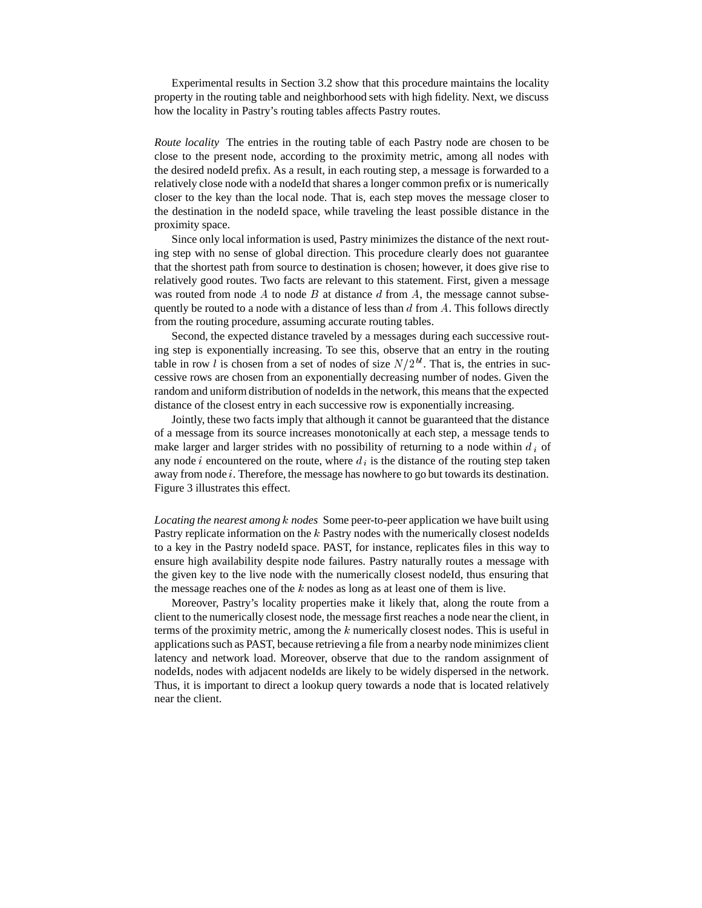Experimental results in Section 3.2 show that this procedure maintains the locality property in the routing table and neighborhood sets with high fidelity. Next, we discuss how the locality in Pastry's routing tables affects Pastry routes.

*Route locality* The entries in the routing table of each Pastry node are chosen to be close to the present node, according to the proximity metric, among all nodes with the desired nodeId prefix. As a result, in each routing step, a message is forwarded to a relatively close node with a nodeId that shares a longer common prefix or is numerically closer to the key than the local node. That is, each step moves the message closer to the destination in the nodeId space, while traveling the least possible distance in the proximity space.

Since only local information is used, Pastry minimizes the distance of the next routing step with no sense of global direction. This procedure clearly does not guarantee that the shortest path from source to destination is chosen; however, it does give rise to relatively good routes. Two facts are relevant to this statement. First, given a message was routed from node $A$ to node $B$ at distance $d$ from $A$, the message cannot subsequently be routed to a node with a distance of less than $d$ from $A$. This follows directly from the routing procedure, assuming accurate routing tables.

Second, the expected distance traveled by a messages during each successive routing step is exponentially increasing. To see this, observe that an entry in the routing table in row $l$ is chosen from a set of nodes of size $N/2^{bl}$. That is, the entries in successive rows are chosen from an exponentially decreasing number of nodes. Given the random and uniform distribution of nodeIds in the network, this means that the expected distance of the closest entry in each successive row is exponentially increasing.

Jointly, these two facts imply that although it cannot be guaranteed that the distance of a message from its source increases monotonically at each step, a message tends to make larger and larger strides with no possibility of returning to a node within $d_i$ of any node $i$ encountered on the route, where $d_i$ is the distance of the routing step taken away from node $i$. Therefore, the message has nowhere to go but towards its destination. Figure 3 illustrates this effect.

*Locating the nearest among $k$ nodes* Some peer-to-peer application we have built using Pastry replicate information on the $k$ Pastry nodes with the numerically closest nodeIds to a key in the Pastry nodeId space. PAST, for instance, replicates files in this way to ensure high availability despite node failures. Pastry naturally routes a message with the given key to the live node with the numerically closest nodeId, thus ensuring that the message reaches one of the $k$ nodes as long as at least one of them is live.

Moreover, Pastry's locality properties make it likely that, along the route from a client to the numerically closest node, the message first reaches a node near the client, in terms of the proximity metric, among the $k$ numerically closest nodes. This is useful in applications such as PAST, because retrieving a file from a nearby node minimizes client latency and network load. Moreover, observe that due to the random assignment of nodeIds, nodes with adjacent nodeIds are likely to be widely dispersed in the network. Thus, it is important to direct a lookup query towards a node that is located relatively near the client.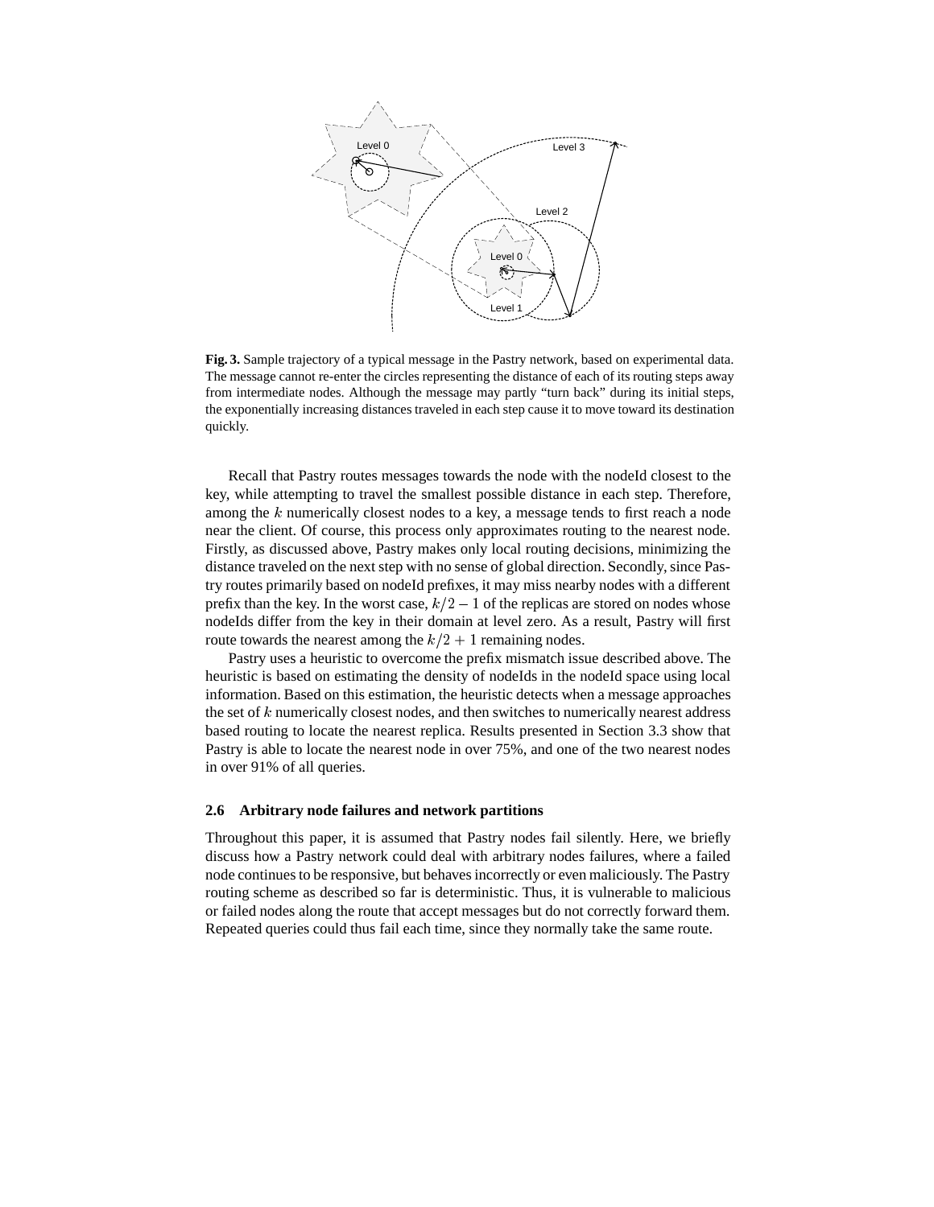Level 0

Level 3

Level 2

Level 0

Level 1

**Fig. 3.** Sample trajectory of a typical message in the Pastry network, based on experimental data. The message cannot re-enter the circles representing the distance of each of its routing steps away from intermediate nodes. Although the message may partly "turn back" during its initial steps, the exponentially increasing distances traveled in each step cause it to move toward its destination quickly.

Recall that Pastry routes messages towards the node with the nodeId closest to the key, while attempting to travel the smallest possible distance in each step. Therefore, among the $k$ numerically closest nodes to a key, a message tends to first reach a node near the client. Of course, this process only approximates routing to the nearest node. Firstly, as discussed above, Pastry makes only local routing decisions, minimizing the distance traveled on the next step with no sense of global direction. Secondly, since Pastry routes primarily based on nodeId prefixes, it may miss nearby nodes with a different prefix than the key. In the worst case, $k/2 - 1$ of the replicas are stored on nodes whose nodeIds differ from the key in their domain at level zero. As a result, Pastry will first route towards the nearest among the $k/2 + 1$ remaining nodes.

Pastry uses a heuristic to overcome the prefix mismatch issue described above. The heuristic is based on estimating the density of nodeIds in the nodeId space using local information. Based on this estimation, the heuristic detects when a message approaches the set of $k$ numerically closest nodes, and then switches to numerically nearest address based routing to locate the nearest replica. Results presented in Section 3.3 show that Pastry is able to locate the nearest node in over 75%, and one of the two nearest nodes in over 91% of all queries.

### 2.6 Arbitrary node failures and network partitions

Throughout this paper, it is assumed that Pastry nodes fail silently. Here, we briefly discuss how a Pastry network could deal with arbitrary nodes failures, where a failed node continues to be responsive, but behaves incorrectly or even maliciously. The Pastry routing scheme as described so far is deterministic. Thus, it is vulnerable to malicious or failed nodes along the route that accept messages but do not correctly forward them. Repeated queries could thus fail each time, since they normally take the same route.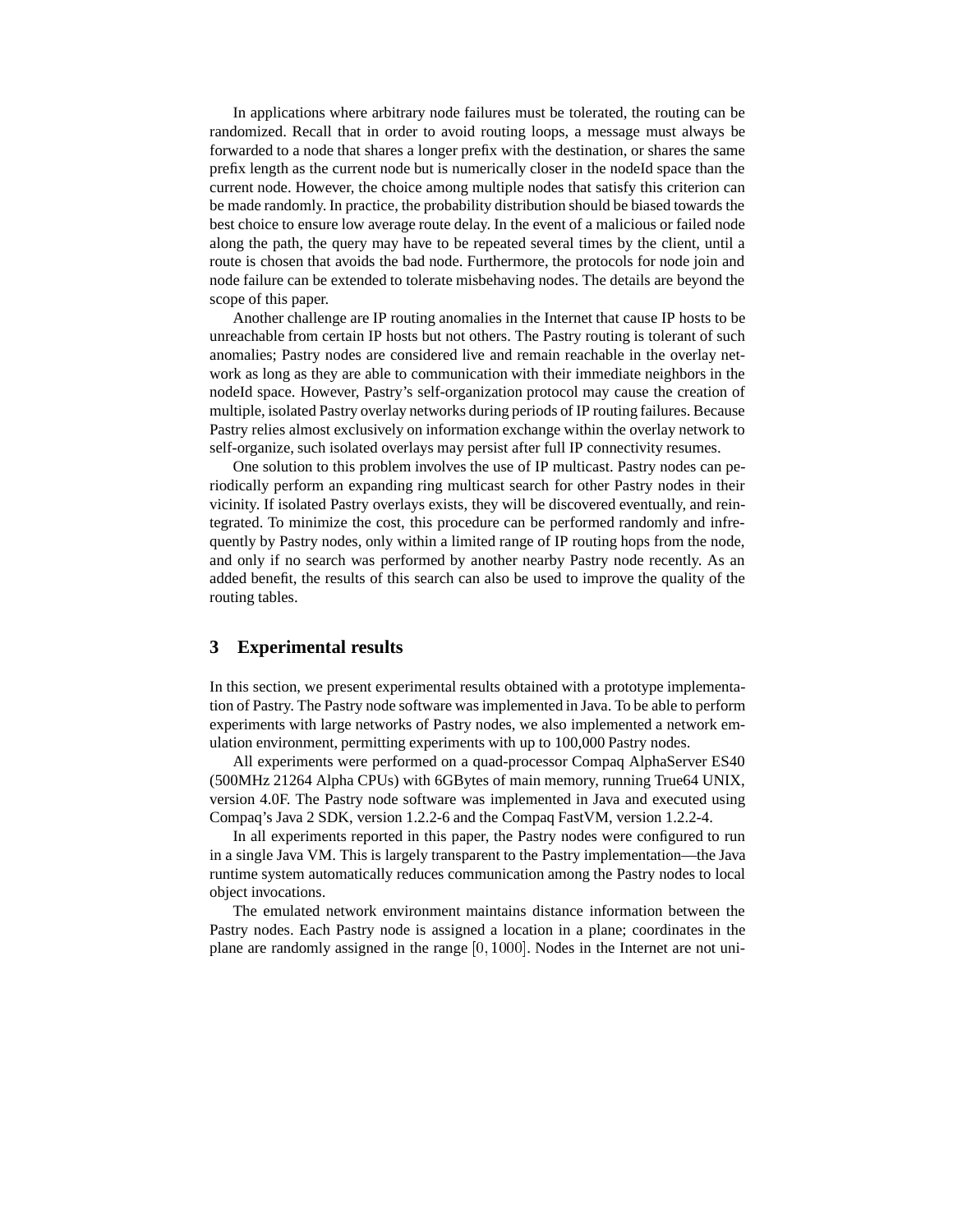In applications where arbitrary node failures must be tolerated, the routing can be randomized. Recall that in order to avoid routing loops, a message must always be forwarded to a node that shares a longer prefix with the destination, or shares the same prefix length as the current node but is numerically closer in the nodeId space than the current node. However, the choice among multiple nodes that satisfy this criterion can be made randomly. In practice, the probability distribution should be biased towards the best choice to ensure low average route delay. In the event of a malicious or failed node along the path, the query may have to be repeated several times by the client, until a route is chosen that avoids the bad node. Furthermore, the protocols for node join and node failure can be extended to tolerate misbehaving nodes. The details are beyond the scope of this paper.

Another challenge are IP routing anomalies in the Internet that cause IP hosts to be unreachable from certain IP hosts but not others. The Pastry routing is tolerant of such anomalies; Pastry nodes are considered live and remain reachable in the overlay network as long as they are able to communication with their immediate neighbors in the nodeId space. However, Pastry's self-organization protocol may cause the creation of multiple, isolated Pastry overlay networks during periods of IP routing failures. Because Pastry relies almost exclusively on information exchange within the overlay network to self-organize, such isolated overlays may persist after full IP connectivity resumes.

One solution to this problem involves the use of IP multicast. Pastry nodes can periodically perform an expanding ring multicast search for other Pastry nodes in their vicinity. If isolated Pastry overlays exists, they will be discovered eventually, and reintegrated. To minimize the cost, this procedure can be performed randomly and infrequently by Pastry nodes, only within a limited range of IP routing hops from the node, and only if no search was performed by another nearby Pastry node recently. As an added benefit, the results of this search can also be used to improve the quality of the routing tables.

## 3 Experimental results

In this section, we present experimental results obtained with a prototype implementation of Pastry. The Pastry node software was implemented in Java. To be able to perform experiments with large networks of Pastry nodes, we also implemented a network emulation environment, permitting experiments with up to 100,000 Pastry nodes.

All experiments were performed on a quad-processor Compaq AlphaServer ES40 (500MHz 21264 Alpha CPUs) with 6GBytes of main memory, running True64 UNIX, version 4.0F. The Pastry node software was implemented in Java and executed using Compaq's Java 2 SDK, version 1.2.2-6 and the Compaq FastVM, version 1.2.2-4.

In all experiments reported in this paper, the Pastry nodes were configured to run in a single Java VM. This is largely transparent to the Pastry implementation—the Java runtime system automatically reduces communication among the Pastry nodes to local object invocations.

The emulated network environment maintains distance information between the Pastry nodes. Each Pastry node is assigned a location in a plane; coordinates in the plane are randomly assigned in the range $[0, 1000]$. Nodes in the Internet are not uni-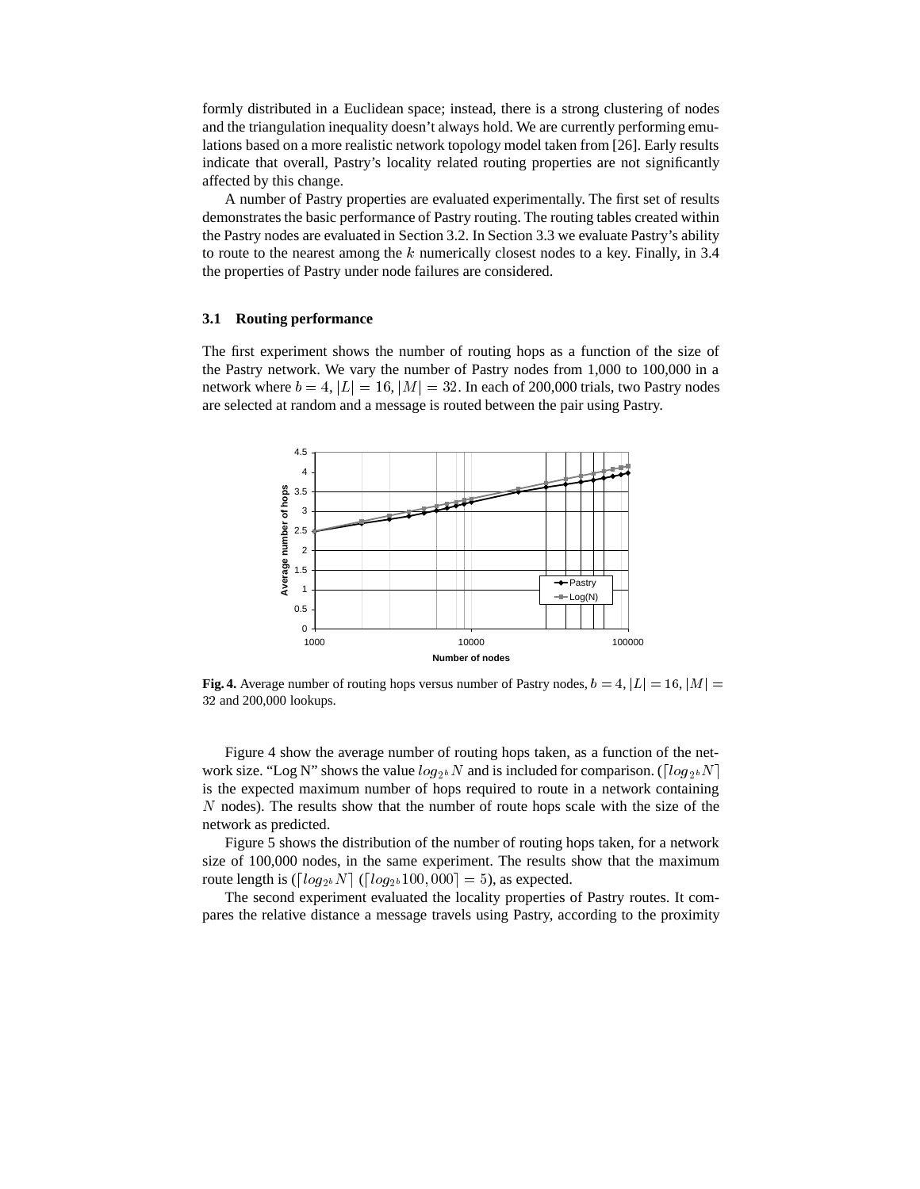formly distributed in a Euclidean space; instead, there is a strong clustering of nodes and the triangulation inequality doesn't always hold. We are currently performing emulations based on a more realistic network topology model taken from [26]. Early results indicate that overall, Pastry's locality related routing properties are not significantly affected by this change.

A number of Pastry properties are evaluated experimentally. The first set of results demonstrates the basic performance of Pastry routing. The routing tables created within the Pastry nodes are evaluated in Section 3.2. In Section 3.3 we evaluate Pastry's ability to route to the nearest among the $k$ numerically closest nodes to a key. Finally, in 3.4 the properties of Pastry under node failures are considered.

### 3.1 Routing performance

The first experiment shows the number of routing hops as a function of the size of the Pastry network. We vary the number of Pastry nodes from 1,000 to 100,000 in a network where $b = 4$, $|L| = 16$, $|M| = 32$. In each of 200,000 trials, two Pastry nodes are selected at random and a message is routed between the pair using Pastry.

**Fig. 4.** Average number of routing hops versus number of Pastry nodes, $b = 4$, $|L| = 16$, $|M| = 32$ and 200,000 lookups.

Figure 4 show the average number of routing hops taken, as a function of the network size. "Log N" shows the value $log_{2^b} N$ and is included for comparison. ($\lceil log_{2^b} N \rceil$ is the expected maximum number of hops required to route in a network containing $N$ nodes). The results show that the number of route hops scale with the size of the network as predicted.

Figure 5 shows the distribution of the number of routing hops taken, for a network size of 100,000 nodes, in the same experiment. The results show that the maximum route length is ($\lceil log_{2^b} N \rceil$ ($\lceil log_{2^b} 100,000 \rceil = 5$), as expected.

The second experiment evaluated the locality properties of Pastry routes. It compares the relative distance a message travels using Pastry, according to the proximity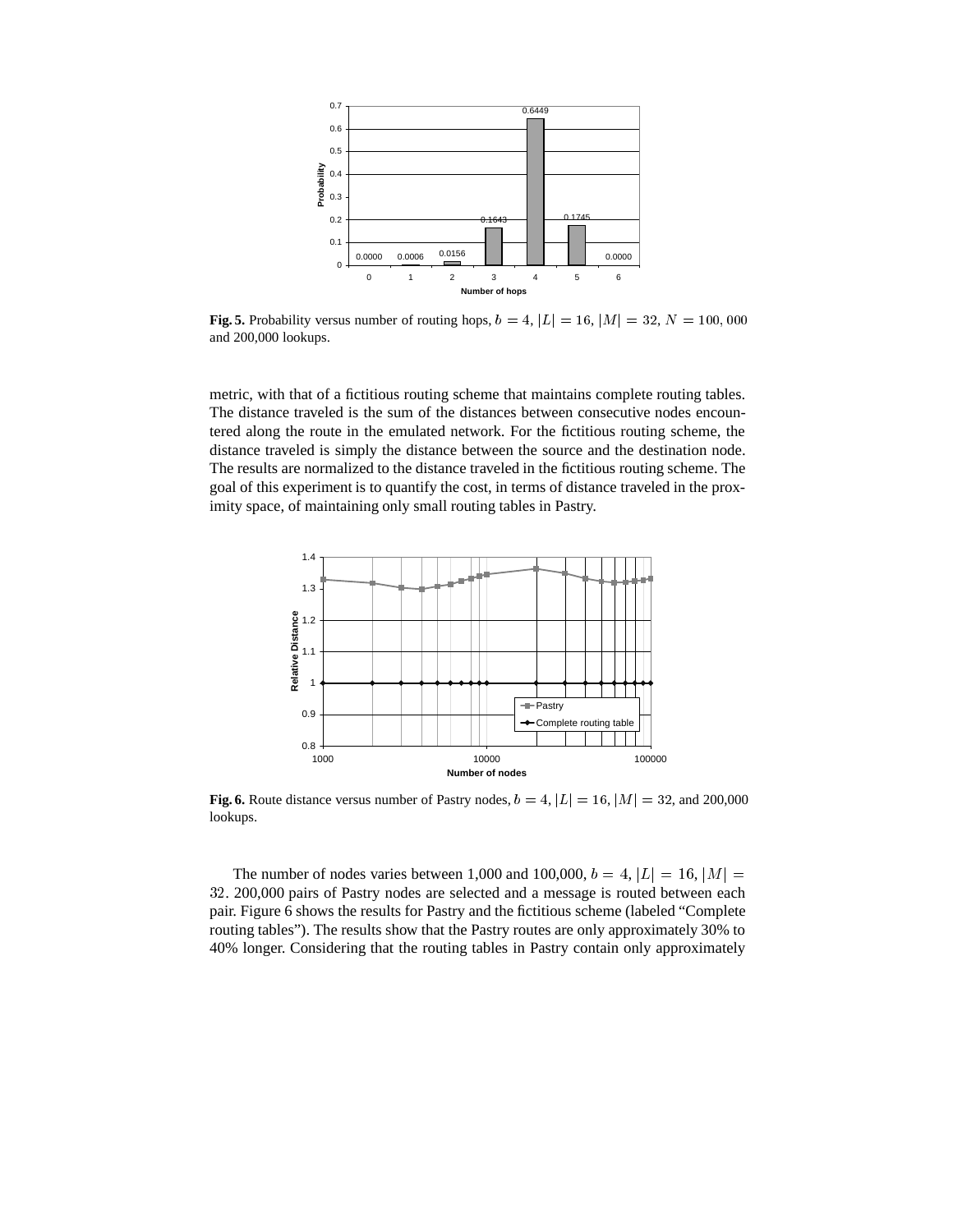**Fig. 5.** Probability versus number of routing hops, $b = 4$, $|L| = 16$, $|M| = 32$, $N = 100,000$ and 200,000 lookups.

metric, with that of a fictitious routing scheme that maintains complete routing tables. The distance traveled is the sum of the distances between consecutive nodes encountered along the route in the emulated network. For the fictitious routing scheme, the distance traveled is simply the distance between the source and the destination node. The results are normalized to the distance traveled in the fictitious routing scheme. The goal of this experiment is to quantify the cost, in terms of distance traveled in the proximity space, of maintaining only small routing tables in Pastry.

**Fig. 6.** Route distance versus number of Pastry nodes, $b = 4$, $|L| = 16$, $|M| = 32$, and 200,000 lookups.

The number of nodes varies between 1,000 and 100,000, $b = 4$, $|L| = 16$, $|M| = 32$. 200,000 pairs of Pastry nodes are selected and a message is routed between each pair. Figure 6 shows the results for Pastry and the fictitious scheme (labeled "Complete routing tables"). The results show that the Pastry routes are only approximately 30% to 40% longer. Considering that the routing tables in Pastry contain only approximately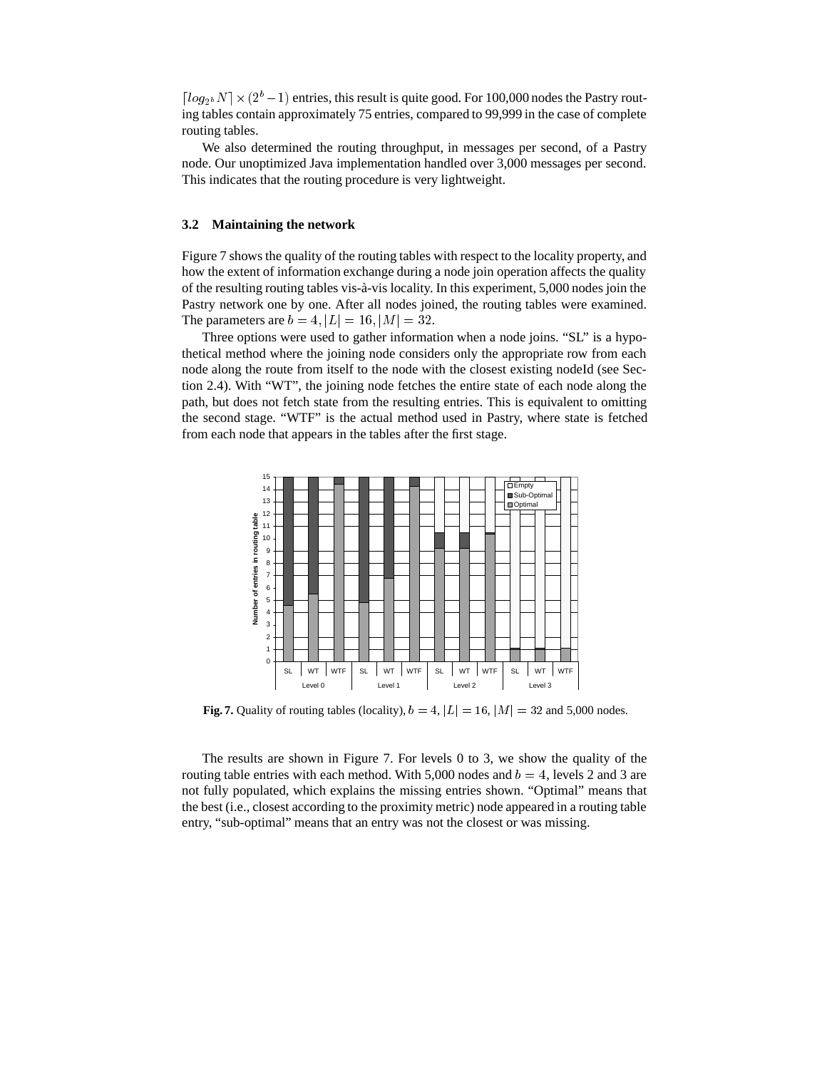$\lceil log_{2^b} N \rceil \times (2^b - 1)$ entries, this result is quite good. For 100,000 nodes the Pastry routing tables contain approximately 75 entries, compared to 99,999 in the case of complete routing tables.

We also determined the routing throughput, in messages per second, of a Pastry node. Our unoptimized Java implementation handled over 3,000 messages per second. This indicates that the routing procedure is very lightweight.

### 3.2 Maintaining the network

Figure 7 shows the quality of the routing tables with respect to the locality property, and how the extent of information exchange during a node join operation affects the quality of the resulting routing tables vis-à-vis locality. In this experiment, 5,000 nodes join the Pastry network one by one. After all nodes joined, the routing tables were examined. The parameters are $b = 4, |L| = 16, |M| = 32$.

Three options were used to gather information when a node joins. "SL" is a hypothetical method where the joining node considers only the appropriate row from each node along the route from itself to the node with the closest existing nodeId (see Section 2.4). With "WT", the joining node fetches the entire state of each node along the path, but does not fetch state from the resulting entries. This is equivalent to omitting the second stage. "WTF" is the actual method used in Pastry, where state is fetched from each node that appears in the tables after the first stage.

**Fig. 7.** Quality of routing tables (locality), $b = 4$, $|L| = 16$, $|M| = 32$ and 5,000 nodes.

The results are shown in Figure 7. For levels 0 to 3, we show the quality of the routing table entries with each method. With 5,000 nodes and $b = 4$, levels 2 and 3 are not fully populated, which explains the missing entries shown. "Optimal" means that the best (i.e., closest according to the proximity metric) node appeared in a routing table entry, "sub-optimal" means that an entry was not the closest or was missing.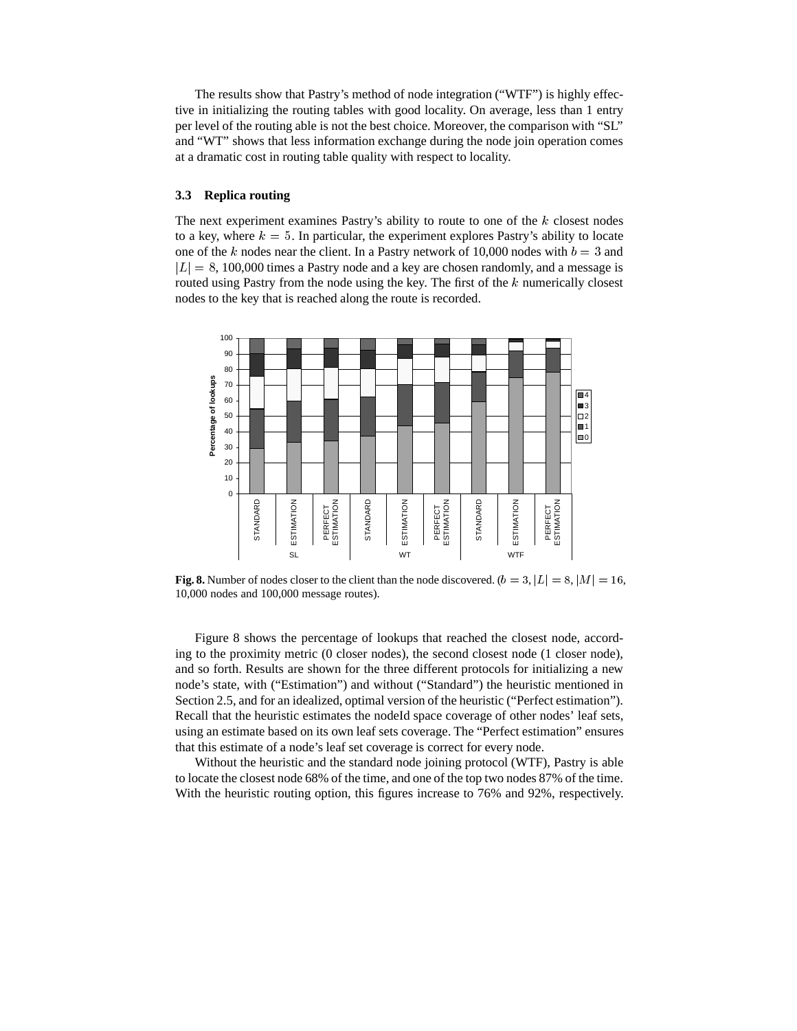The results show that Pastry's method of node integration ("WTF") is highly effective in initializing the routing tables with good locality. On average, less than 1 entry per level of the routing able is not the best choice. Moreover, the comparison with "SL" and "WT" shows that less information exchange during the node join operation comes at a dramatic cost in routing table quality with respect to locality.

### 3.3 Replica routing

The next experiment examines Pastry's ability to route to one of the $k$ closest nodes to a key, where $k = 5$. In particular, the experiment explores Pastry's ability to locate one of the $k$ nodes near the client. In a Pastry network of 10,000 nodes with $b = 3$ and $|L| = 8$, 100,000 times a Pastry node and a key are chosen randomly, and a message is routed using Pastry from the node using the key. The first of the $k$ numerically closest nodes to the key that is reached along the route is recorded.

**Fig. 8.** Number of nodes closer to the client than the node discovered. ($b = 3, |L| = 8, |M| = 16$, 10,000 nodes and 100,000 message routes).

Figure 8 shows the percentage of lookups that reached the closest node, according to the proximity metric (0 closer nodes), the second closest node (1 closer node), and so forth. Results are shown for the three different protocols for initializing a new node's state, with ("Estimation") and without ("Standard") the heuristic mentioned in Section 2.5, and for an idealized, optimal version of the heuristic ("Perfect estimation"). Recall that the heuristic estimates the nodeId space coverage of other nodes' leaf sets, using an estimate based on its own leaf sets coverage. The "Perfect estimation" ensures that this estimate of a node's leaf set coverage is correct for every node.

Without the heuristic and the standard node joining protocol (WTF), Pastry is able to locate the closest node 68% of the time, and one of the top two nodes 87% of the time. With the heuristic routing option, this figures increase to 76% and 92%, respectively.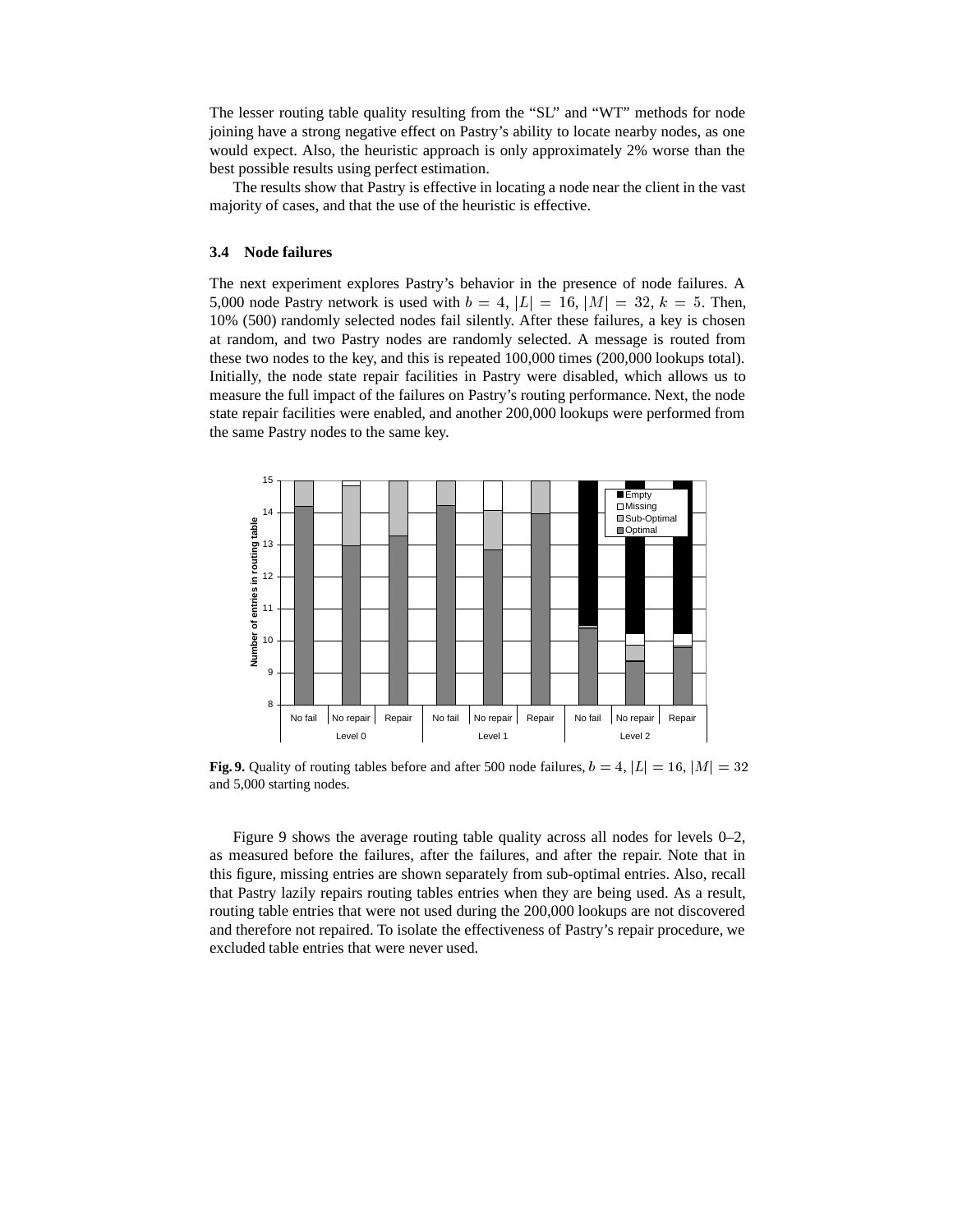The lesser routing table quality resulting from the "SL" and "WT" methods for node joining have a strong negative effect on Pastry's ability to locate nearby nodes, as one would expect. Also, the heuristic approach is only approximately 2% worse than the best possible results using perfect estimation.

The results show that Pastry is effective in locating a node near the client in the vast majority of cases, and that the use of the heuristic is effective.

### 3.4 Node failures

The next experiment explores Pastry's behavior in the presence of node failures. A 5,000 node Pastry network is used with $b = 4$, $|L| = 16$, $|M| = 32$, $k = 5$. Then, 10% (500) randomly selected nodes fail silently. After these failures, a key is chosen at random, and two Pastry nodes are randomly selected. A message is routed from these two nodes to the key, and this is repeated 100,000 times (200,000 lookups total). Initially, the node state repair facilities in Pastry were disabled, which allows us to measure the full impact of the failures on Pastry's routing performance. Next, the node state repair facilities were enabled, and another 200,000 lookups were performed from the same Pastry nodes to the same key.

**Fig. 9.** Quality of routing tables before and after 500 node failures, $b = 4$, $|L| = 16$, $|M| = 32$ and 5,000 starting nodes.

Figure 9 shows the average routing table quality across all nodes for levels 0–2, as measured before the failures, after the failures, and after the repair. Note that in this figure, missing entries are shown separately from sub-optimal entries. Also, recall that Pastry lazily repairs routing tables entries when they are being used. As a result, routing table entries that were not used during the 200,000 lookups are not discovered and therefore not repaired. To isolate the effectiveness of Pastry's repair procedure, we excluded table entries that were never used.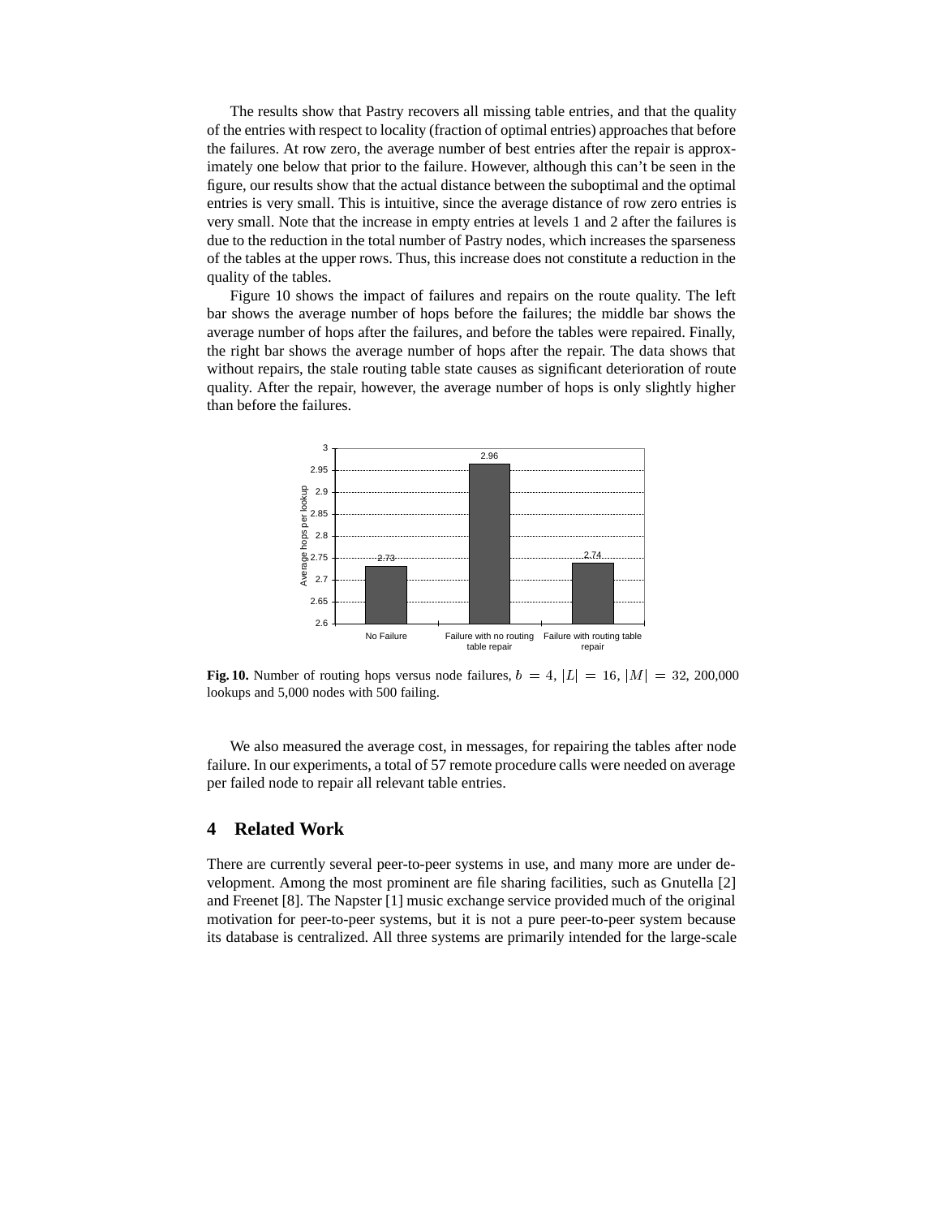The results show that Pastry recovers all missing table entries, and that the quality of the entries with respect to locality (fraction of optimal entries) approaches that before the failures. At row zero, the average number of best entries after the repair is approximately one below that prior to the failure. However, although this can't be seen in the figure, our results show that the actual distance between the suboptimal and the optimal entries is very small. This is intuitive, since the average distance of row zero entries is very small. Note that the increase in empty entries at levels 1 and 2 after the failures is due to the reduction in the total number of Pastry nodes, which increases the sparseness of the tables at the upper rows. Thus, this increase does not constitute a reduction in the quality of the tables.

Figure 10 shows the impact of failures and repairs on the route quality. The left bar shows the average number of hops before the failures; the middle bar shows the average number of hops after the failures, and before the tables were repaired. Finally, the right bar shows the average number of hops after the repair. The data shows that without repairs, the stale routing table state causes as significant deterioration of route quality. After the repair, however, the average number of hops is only slightly higher than before the failures.

| | No Failure | Failure with no routing table repair | Failure with routing table repair |
|---|---|---|---|
| Average hops per lookup | 2.73 | 2.96 | 2.74 |

**Fig. 10.** Number of routing hops versus node failures, $b = 4$, $|L| = 16$, $|M| = 32$, 200,000 lookups and 5,000 nodes with 500 failing.

We also measured the average cost, in messages, for repairing the tables after node failure. In our experiments, a total of 57 remote procedure calls were needed on average per failed node to repair all relevant table entries.

## 4 Related Work

There are currently several peer-to-peer systems in use, and many more are under development. Among the most prominent are file sharing facilities, such as Gnutella [2] and Freenet [8]. The Napster [1] music exchange service provided much of the original motivation for peer-to-peer systems, but it is not a pure peer-to-peer system because its database is centralized. All three systems are primarily intended for the large-scale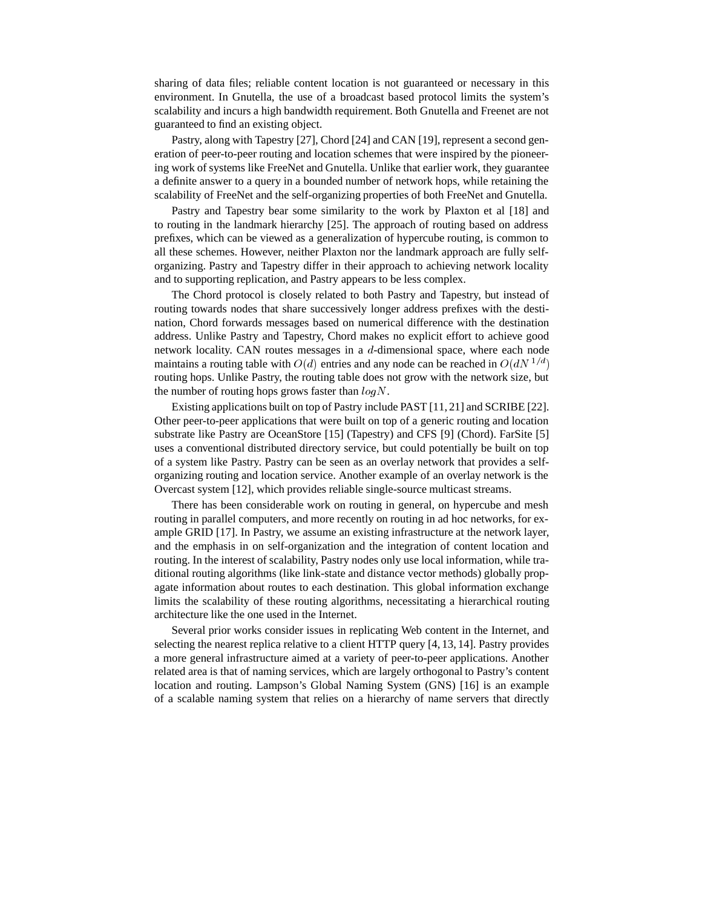sharing of data files; reliable content location is not guaranteed or necessary in this environment. In Gnutella, the use of a broadcast based protocol limits the system's scalability and incurs a high bandwidth requirement. Both Gnutella and Freenet are not guaranteed to find an existing object.

Pastry, along with Tapestry [27], Chord [24] and CAN [19], represent a second generation of peer-to-peer routing and location schemes that were inspired by the pioneering work of systems like FreeNet and Gnutella. Unlike that earlier work, they guarantee a definite answer to a query in a bounded number of network hops, while retaining the scalability of FreeNet and the self-organizing properties of both FreeNet and Gnutella.

Pastry and Tapestry bear some similarity to the work by Plaxton et al [18] and to routing in the landmark hierarchy [25]. The approach of routing based on address prefixes, which can be viewed as a generalization of hypercube routing, is common to all these schemes. However, neither Plaxton nor the landmark approach are fully self-organizing. Pastry and Tapestry differ in their approach to achieving network locality and to supporting replication, and Pastry appears to be less complex.

The Chord protocol is closely related to both Pastry and Tapestry, but instead of routing towards nodes that share successively longer address prefixes with the destination, Chord forwards messages based on numerical difference with the destination address. Unlike Pastry and Tapestry, Chord makes no explicit effort to achieve good network locality. CAN routes messages in a $d$-dimensional space, where each node maintains a routing table with $O(d)$ entries and any node can be reached in $O(dN^{1/d})$ routing hops. Unlike Pastry, the routing table does not grow with the network size, but the number of routing hops grows faster than $logN$.

Existing applications built on top of Pastry include PAST [11, 21] and SCRIBE [22]. Other peer-to-peer applications that were built on top of a generic routing and location substrate like Pastry are OceanStore [15] (Tapestry) and CFS [9] (Chord). FarSite [5] uses a conventional distributed directory service, but could potentially be built on top of a system like Pastry. Pastry can be seen as an overlay network that provides a self-organizing routing and location service. Another example of an overlay network is the Overcast system [12], which provides reliable single-source multicast streams.

There has been considerable work on routing in general, on hypercube and mesh routing in parallel computers, and more recently on routing in ad hoc networks, for example GRID [17]. In Pastry, we assume an existing infrastructure at the network layer, and the emphasis in on self-organization and the integration of content location and routing. In the interest of scalability, Pastry nodes only use local information, while traditional routing algorithms (like link-state and distance vector methods) globally propagate information about routes to each destination. This global information exchange limits the scalability of these routing algorithms, necessitating a hierarchical routing architecture like the one used in the Internet.

Several prior works consider issues in replicating Web content in the Internet, and selecting the nearest replica relative to a client HTTP query [4, 13, 14]. Pastry provides a more general infrastructure aimed at a variety of peer-to-peer applications. Another related area is that of naming services, which are largely orthogonal to Pastry's content location and routing. Lampson's Global Naming System (GNS) [16] is an example of a scalable naming system that relies on a hierarchy of name servers that directly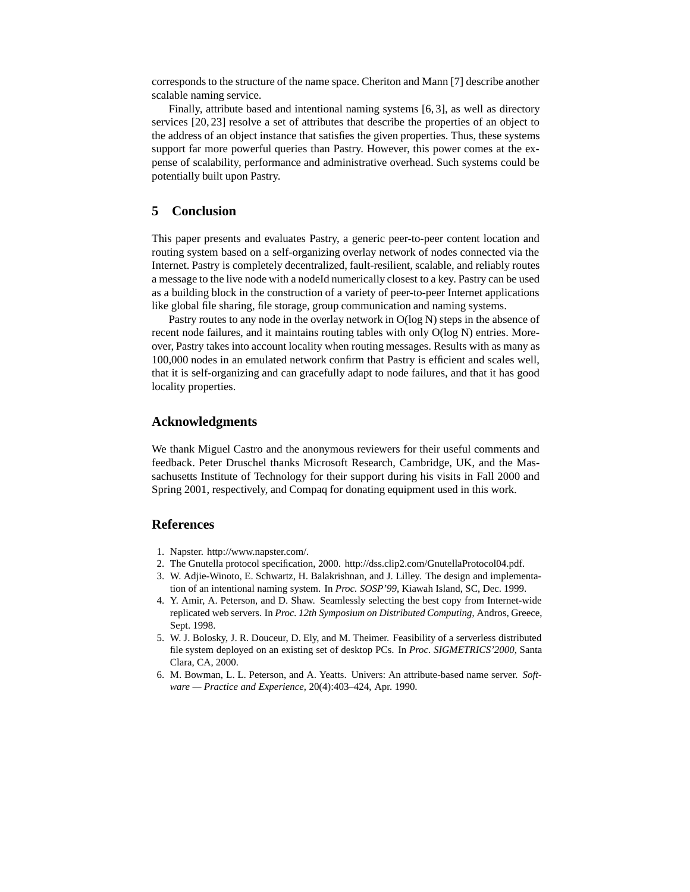corresponds to the structure of the name space. Cheriton and Mann [7] describe another scalable naming service.

Finally, attribute based and intentional naming systems [6, 3], as well as directory services [20, 23] resolve a set of attributes that describe the properties of an object to the address of an object instance that satisfies the given properties. Thus, these systems support far more powerful queries than Pastry. However, this power comes at the expense of scalability, performance and administrative overhead. Such systems could be potentially built upon Pastry.

## 5 Conclusion

This paper presents and evaluates Pastry, a generic peer-to-peer content location and routing system based on a self-organizing overlay network of nodes connected via the Internet. Pastry is completely decentralized, fault-resilient, scalable, and reliably routes a message to the live node with a nodeId numerically closest to a key. Pastry can be used as a building block in the construction of a variety of peer-to-peer Internet applications like global file sharing, file storage, group communication and naming systems.

Pastry routes to any node in the overlay network in O(log N) steps in the absence of recent node failures, and it maintains routing tables with only O(log N) entries. Moreover, Pastry takes into account locality when routing messages. Results with as many as 100,000 nodes in an emulated network confirm that Pastry is efficient and scales well, that it is self-organizing and can gracefully adapt to node failures, and that it has good locality properties.

## Acknowledgments

We thank Miguel Castro and the anonymous reviewers for their useful comments and feedback. Peter Druschel thanks Microsoft Research, Cambridge, UK, and the Massachusetts Institute of Technology for their support during his visits in Fall 2000 and Spring 2001, respectively, and Compaq for donating equipment used in this work.

## References

1. Napster. http://www.napster.com/.
2. The Gnutella protocol specification, 2000. http://dss.clip2.com/GnutellaProtocol04.pdf.
3. W. Adjie-Winoto, E. Schwartz, H. Balakrishnan, and J. Lilley. The design and implementation of an intentional naming system. In *Proc. SOSP'99*, Kiawah Island, SC, Dec. 1999.
4. Y. Amir, A. Peterson, and D. Shaw. Seamlessly selecting the best copy from Internet-wide replicated web servers. In *Proc. 12th Symposium on Distributed Computing*, Andros, Greece, Sept. 1998.
5. W. J. Bolosky, J. R. Douceur, D. Ely, and M. Theimer. Feasibility of a serverless distributed file system deployed on an existing set of desktop PCs. In *Proc. SIGMETRICS'2000*, Santa Clara, CA, 2000.
6. M. Bowman, L. L. Peterson, and A. Yeatts. Univers: An attribute-based name server. *Software — Practice and Experience*, 20(4):403–424, Apr. 1990.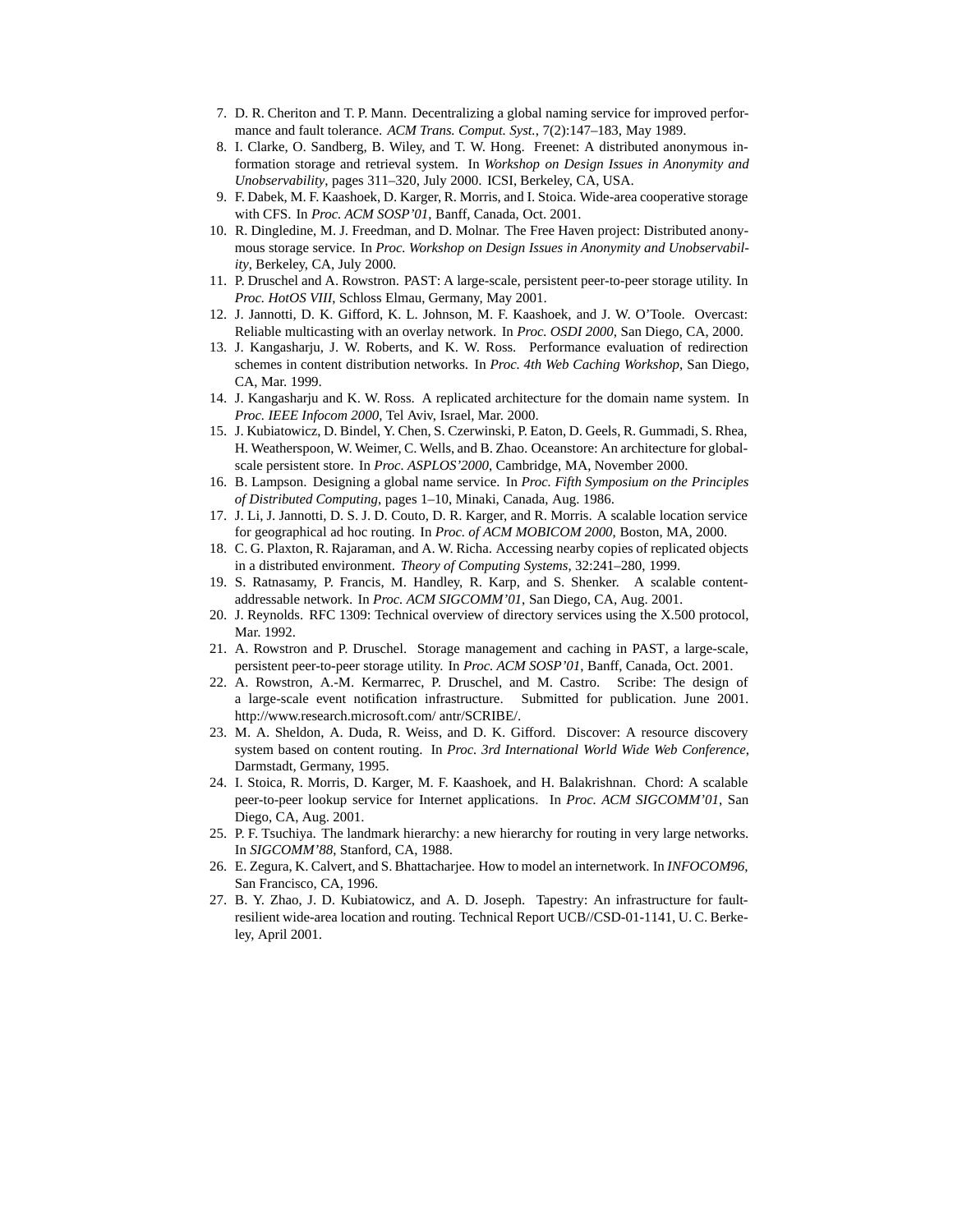7. D. R. Cheriton and T. P. Mann. Decentralizing a global naming service for improved performance and fault tolerance. *ACM Trans. Comput. Syst.*, 7(2):147–183, May 1989.
8. I. Clarke, O. Sandberg, B. Wiley, and T. W. Hong. Freenet: A distributed anonymous information storage and retrieval system. In *Workshop on Design Issues in Anonymity and Unobservability*, pages 311–320, July 2000. ICSI, Berkeley, CA, USA.
9. F. Dabek, M. F. Kaashoek, D. Karger, R. Morris, and I. Stoica. Wide-area cooperative storage with CFS. In *Proc. ACM SOSP'01*, Banff, Canada, Oct. 2001.
10. R. Dingledine, M. J. Freedman, and D. Molnar. The Free Haven project: Distributed anonymous storage service. In *Proc. Workshop on Design Issues in Anonymity and Unobservability*, Berkeley, CA, July 2000.
11. P. Druschel and A. Rowstron. PAST: A large-scale, persistent peer-to-peer storage utility. In *Proc. HotOS VIII*, Schloss Elmau, Germany, May 2001.
12. J. Jannotti, D. K. Gifford, K. L. Johnson, M. F. Kaashoek, and J. W. O'Toole. Overcast: Reliable multicasting with an overlay network. In *Proc. OSDI 2000*, San Diego, CA, 2000.
13. J. Kangasharju, J. W. Roberts, and K. W. Ross. Performance evaluation of redirection schemes in content distribution networks. In *Proc. 4th Web Caching Workshop*, San Diego, CA, Mar. 1999.
14. J. Kangasharju and K. W. Ross. A replicated architecture for the domain name system. In *Proc. IEEE Infocom 2000*, Tel Aviv, Israel, Mar. 2000.
15. J. Kubiatowicz, D. Bindel, Y. Chen, S. Czerwinski, P. Eaton, D. Geels, R. Gummadi, S. Rhea, H. Weatherspoon, W. Weimer, C. Wells, and B. Zhao. Oceanstore: An architecture for global-scale persistent store. In *Proc. ASPLOS'2000*, Cambridge, MA, November 2000.
16. B. Lampson. Designing a global name service. In *Proc. Fifth Symposium on the Principles of Distributed Computing*, pages 1–10, Minaki, Canada, Aug. 1986.
17. J. Li, J. Jannotti, D. S. J. D. Couto, D. R. Karger, and R. Morris. A scalable location service for geographical ad hoc routing. In *Proc. of ACM MOBICOM 2000*, Boston, MA, 2000.
18. C. G. Plaxton, R. Rajaraman, and A. W. Richa. Accessing nearby copies of replicated objects in a distributed environment. *Theory of Computing Systems*, 32:241–280, 1999.
19. S. Ratnasamy, P. Francis, M. Handley, R. Karp, and S. Shenker. A scalable content-addressable network. In *Proc. ACM SIGCOMM'01*, San Diego, CA, Aug. 2001.
20. J. Reynolds. RFC 1309: Technical overview of directory services using the X.500 protocol, Mar. 1992.
21. A. Rowstron and P. Druschel. Storage management and caching in PAST, a large-scale, persistent peer-to-peer storage utility. In *Proc. ACM SOSP'01*, Banff, Canada, Oct. 2001.
22. A. Rowstron, A.-M. Kermarrec, P. Druschel, and M. Castro. Scribe: The design of a large-scale event notification infrastructure. Submitted for publication. June 2001. http://www.research.microsoft.com/ antr/SCRIBE/.
23. M. A. Sheldon, A. Duda, R. Weiss, and D. K. Gifford. Discover: A resource discovery system based on content routing. In *Proc. 3rd International World Wide Web Conference*, Darmstadt, Germany, 1995.
24. I. Stoica, R. Morris, D. Karger, M. F. Kaashoek, and H. Balakrishnan. Chord: A scalable peer-to-peer lookup service for Internet applications. In *Proc. ACM SIGCOMM'01*, San Diego, CA, Aug. 2001.
25. P. F. Tsuchiya. The landmark hierarchy: a new hierarchy for routing in very large networks. In *SIGCOMM'88*, Stanford, CA, 1988.
26. E. Zegura, K. Calvert, and S. Bhattacharjee. How to model an internetwork. In *INFOCOM96*, San Francisco, CA, 1996.
27. B. Y. Zhao, J. D. Kubiatowicz, and A. D. Joseph. Tapestry: An infrastructure for fault-resilient wide-area location and routing. Technical Report UCB//CSD-01-1141, U. C. Berkeley, April 2001.